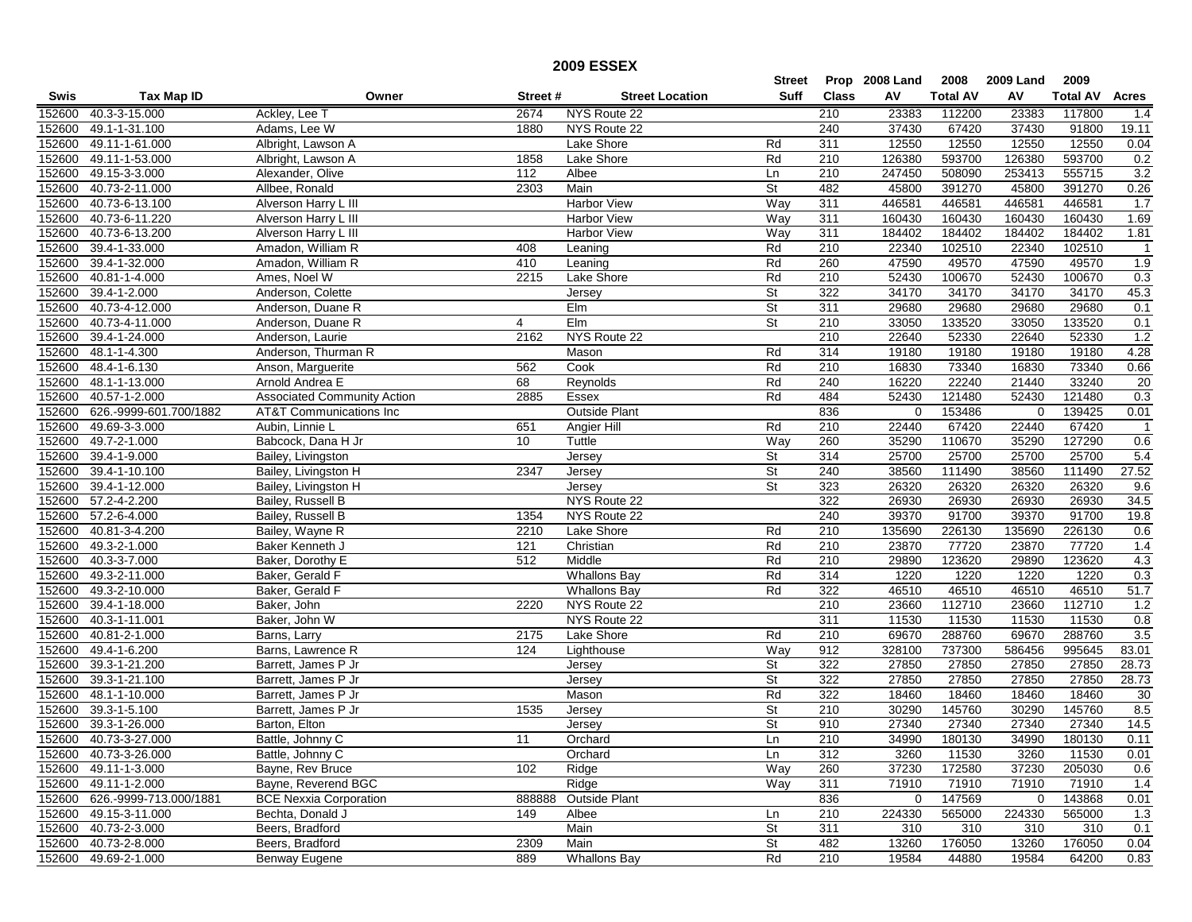# 2009 ESSEX

| Swis | Tax Map ID | Owner | Street # | Street Location | Street Suff | Prop Class | 2008 Land AV | 2008 Total AV | 2009 Land AV | 2009 Total AV | Acres |
|---|---|---|---|---|---|---|---|---|---|---|---|
| 152600 | 40.3-3-15.000 | Ackley, Lee T | 2674 | NYS Route 22 | | 210 | 23383 | 112200 | 23383 | 117800 | 1.4 |
| 152600 | 49.1-1-31.100 | Adams, Lee W | 1880 | NYS Route 22 | | 240 | 37430 | 67420 | 37430 | 91800 | 19.11 |
| 152600 | 49.11-1-61.000 | Albright, Lawson A | | Lake Shore | Rd | 311 | 12550 | 12550 | 12550 | 12550 | 0.04 |
| 152600 | 49.11-1-53.000 | Albright, Lawson A | 1858 | Lake Shore | Rd | 210 | 126380 | 593700 | 126380 | 593700 | 0.2 |
| 152600 | 49.15-3-3.000 | Alexander, Olive | 112 | Albee | Ln | 210 | 247450 | 508090 | 253413 | 555715 | 3.2 |
| 152600 | 40.73-2-11.000 | Allbee, Ronald | 2303 | Main | St | 482 | 45800 | 391270 | 45800 | 391270 | 0.26 |
| 152600 | 40.73-6-13.100 | Alverson Harry L III | | Harbor View | Way | 311 | 446581 | 446581 | 446581 | 446581 | 1.7 |
| 152600 | 40.73-6-11.220 | Alverson Harry L III | | Harbor View | Way | 311 | 160430 | 160430 | 160430 | 160430 | 1.69 |
| 152600 | 40.73-6-13.200 | Alverson Harry L III | | Harbor View | Way | 311 | 184402 | 184402 | 184402 | 184402 | 1.81 |
| 152600 | 39.4-1-33.000 | Amadon, William R | 408 | Leaning | Rd | 210 | 22340 | 102510 | 22340 | 102510 | 1 |
| 152600 | 39.4-1-32.000 | Amadon, William R | 410 | Leaning | Rd | 260 | 47590 | 49570 | 47590 | 49570 | 1.9 |
| 152600 | 40.81-1-4.000 | Ames, Noel W | 2215 | Lake Shore | Rd | 210 | 52430 | 100670 | 52430 | 100670 | 0.3 |
| 152600 | 39.4-1-2.000 | Anderson, Colette | | Jersey | St | 322 | 34170 | 34170 | 34170 | 34170 | 45.3 |
| 152600 | 40.73-4-12.000 | Anderson, Duane R | | Elm | St | 311 | 29680 | 29680 | 29680 | 29680 | 0.1 |
| 152600 | 40.73-4-11.000 | Anderson, Duane R | 4 | Elm | St | 210 | 33050 | 133520 | 33050 | 133520 | 0.1 |
| 152600 | 39.4-1-24.000 | Anderson, Laurie | 2162 | NYS Route 22 | | 210 | 22640 | 52330 | 22640 | 52330 | 1.2 |
| 152600 | 48.1-1-4.300 | Anderson, Thurman R | | Mason | Rd | 314 | 19180 | 19180 | 19180 | 19180 | 4.28 |
| 152600 | 48.4-1-6.130 | Anson, Marguerite | 562 | Cook | Rd | 210 | 16830 | 73340 | 16830 | 73340 | 0.66 |
| 152600 | 48.1-1-13.000 | Arnold Andrea E | 68 | Reynolds | Rd | 240 | 16220 | 22240 | 21440 | 33240 | 20 |
| 152600 | 40.57-1-2.000 | Associated Community Action | 2885 | Essex | Rd | 484 | 52430 | 121480 | 52430 | 121480 | 0.3 |
| 152600 | 626.-9999-601.700/1882 | AT&T Communications Inc | | Outside Plant | | 836 | 0 | 153486 | 0 | 139425 | 0.01 |
| 152600 | 49.69-3-3.000 | Aubin, Linnie L | 651 | Angier Hill | Rd | 210 | 22440 | 67420 | 22440 | 67420 | 1 |
| 152600 | 49.7-2-1.000 | Babcock, Dana H Jr | 10 | Tuttle | Way | 260 | 35290 | 110670 | 35290 | 127290 | 0.6 |
| 152600 | 39.4-1-9.000 | Bailey, Livingston | | Jersey | St | 314 | 25700 | 25700 | 25700 | 25700 | 5.4 |
| 152600 | 39.4-1-10.100 | Bailey, Livingston H | 2347 | Jersey | St | 240 | 38560 | 111490 | 38560 | 111490 | 27.52 |
| 152600 | 39.4-1-12.000 | Bailey, Livingston H | | Jersey | St | 323 | 26320 | 26320 | 26320 | 26320 | 9.6 |
| 152600 | 57.2-4-2.200 | Bailey, Russell B | | NYS Route 22 | | 322 | 26930 | 26930 | 26930 | 26930 | 34.5 |
| 152600 | 57.2-6-4.000 | Bailey, Russell B | 1354 | NYS Route 22 | | 240 | 39370 | 91700 | 39370 | 91700 | 19.8 |
| 152600 | 40.81-3-4.200 | Bailey, Wayne R | 2210 | Lake Shore | Rd | 210 | 135690 | 226130 | 135690 | 226130 | 0.6 |
| 152600 | 49.3-2-1.000 | Baker Kenneth J | 121 | Christian | Rd | 210 | 23870 | 77720 | 23870 | 77720 | 1.4 |
| 152600 | 40.3-3-7.000 | Baker, Dorothy E | 512 | Middle | Rd | 210 | 29890 | 123620 | 29890 | 123620 | 4.3 |
| 152600 | 49.3-2-11.000 | Baker, Gerald F | | Whallons Bay | Rd | 314 | 1220 | 1220 | 1220 | 1220 | 0.3 |
| 152600 | 49.3-2-10.000 | Baker, Gerald F | | Whallons Bay | Rd | 322 | 46510 | 46510 | 46510 | 46510 | 51.7 |
| 152600 | 39.4-1-18.000 | Baker, John | 2220 | NYS Route 22 | | 210 | 23660 | 112710 | 23660 | 112710 | 1.2 |
| 152600 | 40.3-1-11.001 | Baker, John W | | NYS Route 22 | | 311 | 11530 | 11530 | 11530 | 11530 | 0.8 |
| 152600 | 40.81-2-1.000 | Barns, Larry | 2175 | Lake Shore | Rd | 210 | 69670 | 288760 | 69670 | 288760 | 3.5 |
| 152600 | 49.4-1-6.200 | Barns, Lawrence R | 124 | Lighthouse | Way | 912 | 328100 | 737300 | 586456 | 995645 | 83.01 |
| 152600 | 39.3-1-21.200 | Barrett, James P Jr | | Jersey | St | 322 | 27850 | 27850 | 27850 | 27850 | 28.73 |
| 152600 | 39.3-1-21.100 | Barrett, James P Jr | | Jersey | St | 322 | 27850 | 27850 | 27850 | 27850 | 28.73 |
| 152600 | 48.1-1-10.000 | Barrett, James P Jr | | Mason | Rd | 322 | 18460 | 18460 | 18460 | 18460 | 30 |
| 152600 | 39.3-1-5.100 | Barrett, James P Jr | 1535 | Jersey | St | 210 | 30290 | 145760 | 30290 | 145760 | 8.5 |
| 152600 | 39.3-1-26.000 | Barton, Elton | | Jersey | St | 910 | 27340 | 27340 | 27340 | 27340 | 14.5 |
| 152600 | 40.73-3-27.000 | Battle, Johnny C | 11 | Orchard | Ln | 210 | 34990 | 180130 | 34990 | 180130 | 0.11 |
| 152600 | 40.73-3-26.000 | Battle, Johnny C | | Orchard | Ln | 312 | 3260 | 11530 | 3260 | 11530 | 0.01 |
| 152600 | 49.11-1-3.000 | Bayne, Rev Bruce | 102 | Ridge | Way | 260 | 37230 | 172580 | 37230 | 205030 | 0.6 |
| 152600 | 49.11-1-2.000 | Bayne, Reverend BGC | | Ridge | Way | 311 | 71910 | 71910 | 71910 | 71910 | 1.4 |
| 152600 | 626.-9999-713.000/1881 | BCE Nexxia Corporation | 888888 | Outside Plant | | 836 | 0 | 147569 | 0 | 143868 | 0.01 |
| 152600 | 49.15-3-11.000 | Bechta, Donald J | 149 | Albee | Ln | 210 | 224330 | 565000 | 224330 | 565000 | 1.3 |
| 152600 | 40.73-2-3.000 | Beers, Bradford | | Main | St | 311 | 310 | 310 | 310 | 310 | 0.1 |
| 152600 | 40.73-2-8.000 | Beers, Bradford | 2309 | Main | St | 482 | 13260 | 176050 | 13260 | 176050 | 0.04 |
| 152600 | 49.69-2-1.000 | Benway Eugene | 889 | Whallons Bay | Rd | 210 | 19584 | 44880 | 19584 | 64200 | 0.83 |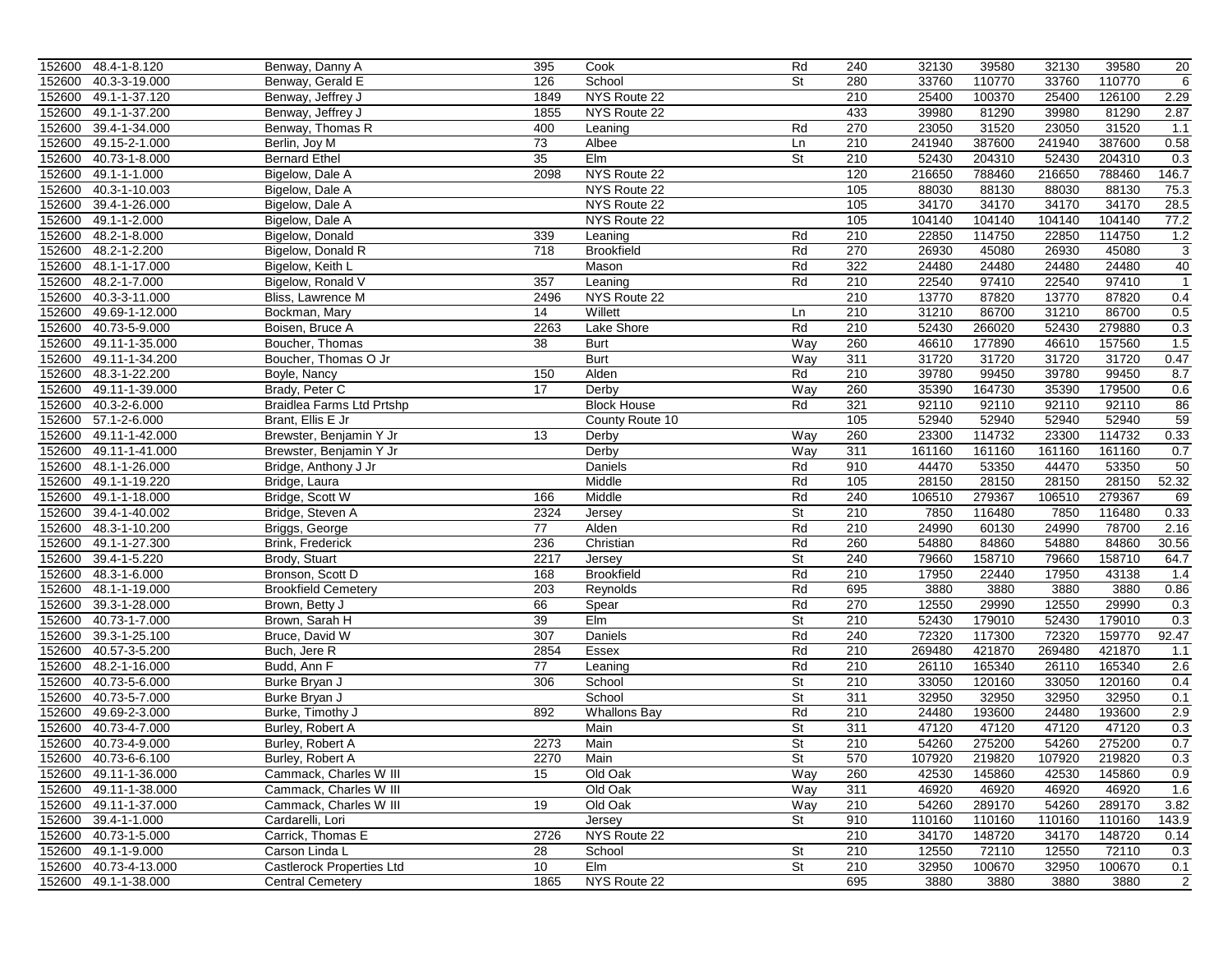| | | | | | | | | | | | |
|---|---|---|---|---|---|---|---|---|---|---|---|
| 152600 | 48.4-1-8.120 | Benway, Danny A | 395 | Cook | Rd | 240 | 32130 | 39580 | 32130 | 39580 | 20 |
| 152600 | 40.3-3-19.000 | Benway, Gerald E | 126 | School | St | 280 | 33760 | 110770 | 33760 | 110770 | 6 |
| 152600 | 49.1-1-37.120 | Benway, Jeffrey J | 1849 | NYS Route 22 | | 210 | 25400 | 100370 | 25400 | 126100 | 2.29 |
| 152600 | 49.1-1-37.200 | Benway, Jeffrey J | 1855 | NYS Route 22 | | 433 | 39980 | 81290 | 39980 | 81290 | 2.87 |
| 152600 | 39.4-1-34.000 | Benway, Thomas R | 400 | Leaning | Rd | 270 | 23050 | 31520 | 23050 | 31520 | 1.1 |
| 152600 | 49.15-2-1.000 | Berlin, Joy M | 73 | Albee | Ln | 210 | 241940 | 387600 | 241940 | 387600 | 0.58 |
| 152600 | 40.73-1-8.000 | Bernard Ethel | 35 | Elm | St | 210 | 52430 | 204310 | 52430 | 204310 | 0.3 |
| 152600 | 49.1-1-1.000 | Bigelow, Dale A | 2098 | NYS Route 22 | | 120 | 216650 | 788460 | 216650 | 788460 | 146.7 |
| 152600 | 40.3-1-10.003 | Bigelow, Dale A | | NYS Route 22 | | 105 | 88030 | 88130 | 88030 | 88130 | 75.3 |
| 152600 | 39.4-1-26.000 | Bigelow, Dale A | | NYS Route 22 | | 105 | 34170 | 34170 | 34170 | 34170 | 28.5 |
| 152600 | 49.1-1-2.000 | Bigelow, Dale A | | NYS Route 22 | | 105 | 104140 | 104140 | 104140 | 104140 | 77.2 |
| 152600 | 48.2-1-8.000 | Bigelow, Donald | 339 | Leaning | Rd | 210 | 22850 | 114750 | 22850 | 114750 | 1.2 |
| 152600 | 48.2-1-2.200 | Bigelow, Donald R | 718 | Brookfield | Rd | 270 | 26930 | 45080 | 26930 | 45080 | 3 |
| 152600 | 48.1-1-17.000 | Bigelow, Keith L | | Mason | Rd | 322 | 24480 | 24480 | 24480 | 24480 | 40 |
| 152600 | 48.2-1-7.000 | Bigelow, Ronald V | 357 | Leaning | Rd | 210 | 22540 | 97410 | 22540 | 97410 | 1 |
| 152600 | 40.3-3-11.000 | Bliss, Lawrence M | 2496 | NYS Route 22 | | 210 | 13770 | 87820 | 13770 | 87820 | 0.4 |
| 152600 | 49.69-1-12.000 | Bockman, Mary | 14 | Willett | Ln | 210 | 31210 | 86700 | 31210 | 86700 | 0.5 |
| 152600 | 40.73-5-9.000 | Boisen, Bruce A | 2263 | Lake Shore | Rd | 210 | 52430 | 266020 | 52430 | 279880 | 0.3 |
| 152600 | 49.11-1-35.000 | Boucher, Thomas | 38 | Burt | Way | 260 | 46610 | 177890 | 46610 | 157560 | 1.5 |
| 152600 | 49.11-1-34.200 | Boucher, Thomas O Jr | | Burt | Way | 311 | 31720 | 31720 | 31720 | 31720 | 0.47 |
| 152600 | 48.3-1-22.200 | Boyle, Nancy | 150 | Alden | Rd | 210 | 39780 | 99450 | 39780 | 99450 | 8.7 |
| 152600 | 49.11-1-39.000 | Brady, Peter C | 17 | Derby | Way | 260 | 35390 | 164730 | 35390 | 179500 | 0.6 |
| 152600 | 40.3-2-6.000 | Braidlea Farms Ltd Prtshp | | Block House | Rd | 321 | 92110 | 92110 | 92110 | 92110 | 86 |
| 152600 | 57.1-2-6.000 | Brant, Ellis E Jr | | County Route 10 | | 105 | 52940 | 52940 | 52940 | 52940 | 59 |
| 152600 | 49.11-1-42.000 | Brewster, Benjamin Y Jr | 13 | Derby | Way | 260 | 23300 | 114732 | 23300 | 114732 | 0.33 |
| 152600 | 49.11-1-41.000 | Brewster, Benjamin Y Jr | | Derby | Way | 311 | 161160 | 161160 | 161160 | 161160 | 0.7 |
| 152600 | 48.1-1-26.000 | Bridge, Anthony J Jr | | Daniels | Rd | 910 | 44470 | 53350 | 44470 | 53350 | 50 |
| 152600 | 49.1-1-19.220 | Bridge, Laura | | Middle | Rd | 105 | 28150 | 28150 | 28150 | 28150 | 52.32 |
| 152600 | 49.1-1-18.000 | Bridge, Scott W | 166 | Middle | Rd | 240 | 106510 | 279367 | 106510 | 279367 | 69 |
| 152600 | 39.4-1-40.002 | Bridge, Steven A | 2324 | Jersey | St | 210 | 7850 | 116480 | 7850 | 116480 | 0.33 |
| 152600 | 48.3-1-10.200 | Briggs, George | 77 | Alden | Rd | 210 | 24990 | 60130 | 24990 | 78700 | 2.16 |
| 152600 | 49.1-1-27.300 | Brink, Frederick | 236 | Christian | Rd | 260 | 54880 | 84860 | 54880 | 84860 | 30.56 |
| 152600 | 39.4-1-5.220 | Brody, Stuart | 2217 | Jersey | St | 240 | 79660 | 158710 | 79660 | 158710 | 64.7 |
| 152600 | 48.3-1-6.000 | Bronson, Scott D | 168 | Brookfield | Rd | 210 | 17950 | 22440 | 17950 | 43138 | 1.4 |
| 152600 | 48.1-1-19.000 | Brookfield Cemetery | 203 | Reynolds | Rd | 695 | 3880 | 3880 | 3880 | 3880 | 0.86 |
| 152600 | 39.3-1-28.000 | Brown, Betty J | 66 | Spear | Rd | 270 | 12550 | 29990 | 12550 | 29990 | 0.3 |
| 152600 | 40.73-1-7.000 | Brown, Sarah H | 39 | Elm | St | 210 | 52430 | 179010 | 52430 | 179010 | 0.3 |
| 152600 | 39.3-1-25.100 | Bruce, David W | 307 | Daniels | Rd | 240 | 72320 | 117300 | 72320 | 159770 | 92.47 |
| 152600 | 40.57-3-5.200 | Buch, Jere R | 2854 | Essex | Rd | 210 | 269480 | 421870 | 269480 | 421870 | 1.1 |
| 152600 | 48.2-1-16.000 | Budd, Ann F | 77 | Leaning | Rd | 210 | 26110 | 165340 | 26110 | 165340 | 2.6 |
| 152600 | 40.73-5-6.000 | Burke Bryan J | 306 | School | St | 210 | 33050 | 120160 | 33050 | 120160 | 0.4 |
| 152600 | 40.73-5-7.000 | Burke Bryan J | | School | St | 311 | 32950 | 32950 | 32950 | 32950 | 0.1 |
| 152600 | 49.69-2-3.000 | Burke, Timothy J | 892 | Whallons Bay | Rd | 210 | 24480 | 193600 | 24480 | 193600 | 2.9 |
| 152600 | 40.73-4-7.000 | Burley, Robert A | | Main | St | 311 | 47120 | 47120 | 47120 | 47120 | 0.3 |
| 152600 | 40.73-4-9.000 | Burley, Robert A | 2273 | Main | St | 210 | 54260 | 275200 | 54260 | 275200 | 0.7 |
| 152600 | 40.73-6-6.100 | Burley, Robert A | 2270 | Main | St | 570 | 107920 | 219820 | 107920 | 219820 | 0.3 |
| 152600 | 49.11-1-36.000 | Cammack, Charles W III | 15 | Old Oak | Way | 260 | 42530 | 145860 | 42530 | 145860 | 0.9 |
| 152600 | 49.11-1-38.000 | Cammack, Charles W III | | Old Oak | Way | 311 | 46920 | 46920 | 46920 | 46920 | 1.6 |
| 152600 | 49.11-1-37.000 | Cammack, Charles W III | 19 | Old Oak | Way | 210 | 54260 | 289170 | 54260 | 289170 | 3.82 |
| 152600 | 39.4-1-1.000 | Cardarelli, Lori | | Jersey | St | 910 | 110160 | 110160 | 110160 | 110160 | 143.9 |
| 152600 | 40.73-1-5.000 | Carrick, Thomas E | 2726 | NYS Route 22 | | 210 | 34170 | 148720 | 34170 | 148720 | 0.14 |
| 152600 | 49.1-1-9.000 | Carson Linda L | 28 | School | St | 210 | 12550 | 72110 | 12550 | 72110 | 0.3 |
| 152600 | 40.73-4-13.000 | Castlerock Properties Ltd | 10 | Elm | St | 210 | 32950 | 100670 | 32950 | 100670 | 0.1 |
| 152600 | 49.1-1-38.000 | Central Cemetery | 1865 | NYS Route 22 | | 695 | 3880 | 3880 | 3880 | 3880 | 2 |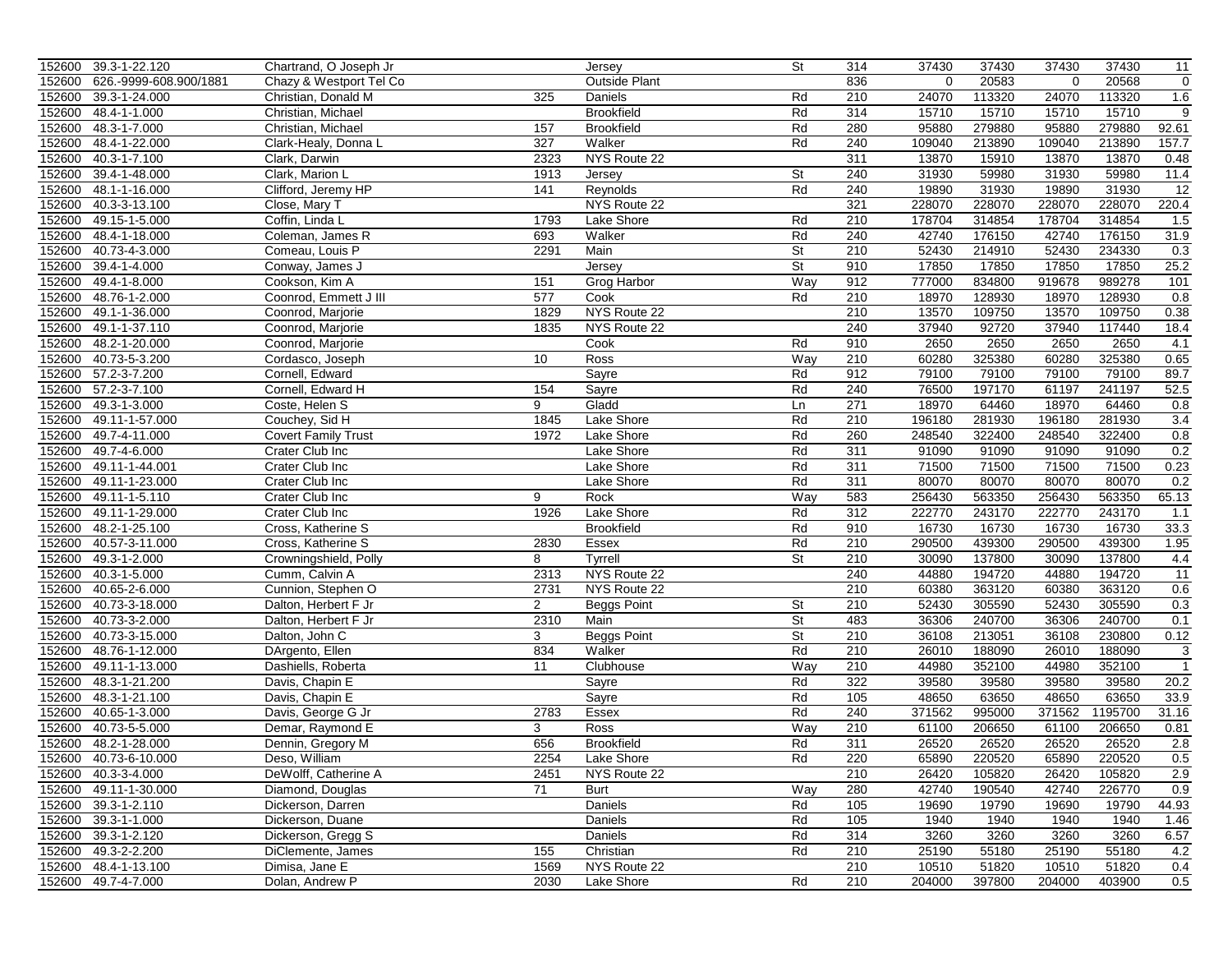| | | | | | | | | | | | |
|---|---|---|---|---|---|---|---|---|---|---|---|
| 152600 | 39.3-1-22.120 | Chartrand, O Joseph Jr | | Jersey | St | 314 | 37430 | 37430 | 37430 | 37430 | 11 |
| 152600 | 626.-9999-608.900/1881 | Chazy & Westport Tel Co | | Outside Plant | | 836 | 0 | 20583 | 0 | 20568 | 0 |
| 152600 | 39.3-1-24.000 | Christian, Donald M | 325 | Daniels | Rd | 210 | 24070 | 113320 | 24070 | 113320 | 1.6 |
| 152600 | 48.4-1-1.000 | Christian, Michael | | Brookfield | Rd | 314 | 15710 | 15710 | 15710 | 15710 | 9 |
| 152600 | 48.3-1-7.000 | Christian, Michael | 157 | Brookfield | Rd | 280 | 95880 | 279880 | 95880 | 279880 | 92.61 |
| 152600 | 48.4-1-22.000 | Clark-Healy, Donna L | 327 | Walker | Rd | 240 | 109040 | 213890 | 109040 | 213890 | 157.7 |
| 152600 | 40.3-1-7.100 | Clark, Darwin | 2323 | NYS Route 22 | | 311 | 13870 | 15910 | 13870 | 13870 | 0.48 |
| 152600 | 39.4-1-48.000 | Clark, Marion L | 1913 | Jersey | St | 240 | 31930 | 59980 | 31930 | 59980 | 11.4 |
| 152600 | 48.1-1-16.000 | Clifford, Jeremy HP | 141 | Reynolds | Rd | 240 | 19890 | 31930 | 19890 | 31930 | 12 |
| 152600 | 40.3-3-13.100 | Close, Mary T | | NYS Route 22 | | 321 | 228070 | 228070 | 228070 | 228070 | 220.4 |
| 152600 | 49.15-1-5.000 | Coffin, Linda L | 1793 | Lake Shore | Rd | 210 | 178704 | 314854 | 178704 | 314854 | 1.5 |
| 152600 | 48.4-1-18.000 | Coleman, James R | 693 | Walker | Rd | 240 | 42740 | 176150 | 42740 | 176150 | 31.9 |
| 152600 | 40.73-4-3.000 | Comeau, Louis P | 2291 | Main | St | 210 | 52430 | 214910 | 52430 | 234330 | 0.3 |
| 152600 | 39.4-1-4.000 | Conway, James J | | Jersey | St | 910 | 17850 | 17850 | 17850 | 17850 | 25.2 |
| 152600 | 49.4-1-8.000 | Cookson, Kim A | 151 | Grog Harbor | Way | 912 | 777000 | 834800 | 919678 | 989278 | 101 |
| 152600 | 48.76-1-2.000 | Coonrod, Emmett J III | 577 | Cook | Rd | 210 | 18970 | 128930 | 18970 | 128930 | 0.8 |
| 152600 | 49.1-1-36.000 | Coonrod, Marjorie | 1829 | NYS Route 22 | | 210 | 13570 | 109750 | 13570 | 109750 | 0.38 |
| 152600 | 49.1-1-37.110 | Coonrod, Marjorie | 1835 | NYS Route 22 | | 240 | 37940 | 92720 | 37940 | 117440 | 18.4 |
| 152600 | 48.2-1-20.000 | Coonrod, Marjorie | | Cook | Rd | 910 | 2650 | 2650 | 2650 | 2650 | 4.1 |
| 152600 | 40.73-5-3.200 | Cordasco, Joseph | 10 | Ross | Way | 210 | 60280 | 325380 | 60280 | 325380 | 0.65 |
| 152600 | 57.2-3-7.200 | Cornell, Edward | | Sayre | Rd | 912 | 79100 | 79100 | 79100 | 79100 | 89.7 |
| 152600 | 57.2-3-7.100 | Cornell, Edward H | 154 | Sayre | Rd | 240 | 76500 | 197170 | 61197 | 241197 | 52.5 |
| 152600 | 49.3-1-3.000 | Coste, Helen S | 9 | Gladd | Ln | 271 | 18970 | 64460 | 18970 | 64460 | 0.8 |
| 152600 | 49.11-1-57.000 | Couchey, Sid H | 1845 | Lake Shore | Rd | 210 | 196180 | 281930 | 196180 | 281930 | 3.4 |
| 152600 | 49.7-4-11.000 | Covert Family Trust | 1972 | Lake Shore | Rd | 260 | 248540 | 322400 | 248540 | 322400 | 0.8 |
| 152600 | 49.7-4-6.000 | Crater Club Inc | | Lake Shore | Rd | 311 | 91090 | 91090 | 91090 | 91090 | 0.2 |
| 152600 | 49.11-1-44.001 | Crater Club Inc | | Lake Shore | Rd | 311 | 71500 | 71500 | 71500 | 71500 | 0.23 |
| 152600 | 49.11-1-23.000 | Crater Club Inc | | Lake Shore | Rd | 311 | 80070 | 80070 | 80070 | 80070 | 0.2 |
| 152600 | 49.11-1-5.110 | Crater Club Inc | 9 | Rock | Way | 583 | 256430 | 563350 | 256430 | 563350 | 65.13 |
| 152600 | 49.11-1-29.000 | Crater Club Inc | 1926 | Lake Shore | Rd | 312 | 222770 | 243170 | 222770 | 243170 | 1.1 |
| 152600 | 48.2-1-25.100 | Cross, Katherine S | | Brookfield | Rd | 910 | 16730 | 16730 | 16730 | 16730 | 33.3 |
| 152600 | 40.57-3-11.000 | Cross, Katherine S | 2830 | Essex | Rd | 210 | 290500 | 439300 | 290500 | 439300 | 1.95 |
| 152600 | 49.3-1-2.000 | Crowningshield, Polly | 8 | Tyrrell | St | 210 | 30090 | 137800 | 30090 | 137800 | 4.4 |
| 152600 | 40.3-1-5.000 | Cumm, Calvin A | 2313 | NYS Route 22 | | 240 | 44880 | 194720 | 44880 | 194720 | 11 |
| 152600 | 40.65-2-6.000 | Cunnion, Stephen O | 2731 | NYS Route 22 | | 210 | 60380 | 363120 | 60380 | 363120 | 0.6 |
| 152600 | 40.73-3-18.000 | Dalton, Herbert F Jr | 2 | Beggs Point | St | 210 | 52430 | 305590 | 52430 | 305590 | 0.3 |
| 152600 | 40.73-3-2.000 | Dalton, Herbert F Jr | 2310 | Main | St | 483 | 36306 | 240700 | 36306 | 240700 | 0.1 |
| 152600 | 40.73-3-15.000 | Dalton, John C | 3 | Beggs Point | St | 210 | 36108 | 213051 | 36108 | 230800 | 0.12 |
| 152600 | 48.76-1-12.000 | DArgento, Ellen | 834 | Walker | Rd | 210 | 26010 | 188090 | 26010 | 188090 | 3 |
| 152600 | 49.11-1-13.000 | Dashiells, Roberta | 11 | Clubhouse | Way | 210 | 44980 | 352100 | 44980 | 352100 | 1 |
| 152600 | 48.3-1-21.200 | Davis, Chapin E | | Sayre | Rd | 322 | 39580 | 39580 | 39580 | 39580 | 20.2 |
| 152600 | 48.3-1-21.100 | Davis, Chapin E | | Sayre | Rd | 105 | 48650 | 63650 | 48650 | 63650 | 33.9 |
| 152600 | 40.65-1-3.000 | Davis, George G Jr | 2783 | Essex | Rd | 240 | 371562 | 995000 | 371562 | 1195700 | 31.16 |
| 152600 | 40.73-5-5.000 | Demar, Raymond E | 3 | Ross | Way | 210 | 61100 | 206650 | 61100 | 206650 | 0.81 |
| 152600 | 48.2-1-28.000 | Dennin, Gregory M | 656 | Brookfield | Rd | 311 | 26520 | 26520 | 26520 | 26520 | 2.8 |
| 152600 | 40.73-6-10.000 | Deso, William | 2254 | Lake Shore | Rd | 220 | 65890 | 220520 | 65890 | 220520 | 0.5 |
| 152600 | 40.3-3-4.000 | DeWolff, Catherine A | 2451 | NYS Route 22 | | 210 | 26420 | 105820 | 26420 | 105820 | 2.9 |
| 152600 | 49.11-1-30.000 | Diamond, Douglas | 71 | Burt | Way | 280 | 42740 | 190540 | 42740 | 226770 | 0.9 |
| 152600 | 39.3-1-2.110 | Dickerson, Darren | | Daniels | Rd | 105 | 19690 | 19790 | 19690 | 19790 | 44.93 |
| 152600 | 39.3-1-1.000 | Dickerson, Duane | | Daniels | Rd | 105 | 1940 | 1940 | 1940 | 1940 | 1.46 |
| 152600 | 39.3-1-2.120 | Dickerson, Gregg S | | Daniels | Rd | 314 | 3260 | 3260 | 3260 | 3260 | 6.57 |
| 152600 | 49.3-2-2.200 | DiClemente, James | 155 | Christian | Rd | 210 | 25190 | 55180 | 25190 | 55180 | 4.2 |
| 152600 | 48.4-1-13.100 | Dimisa, Jane E | 1569 | NYS Route 22 | | 210 | 10510 | 51820 | 10510 | 51820 | 0.4 |
| 152600 | 49.7-4-7.000 | Dolan, Andrew P | 2030 | Lake Shore | Rd | 210 | 204000 | 397800 | 204000 | 403900 | 0.5 |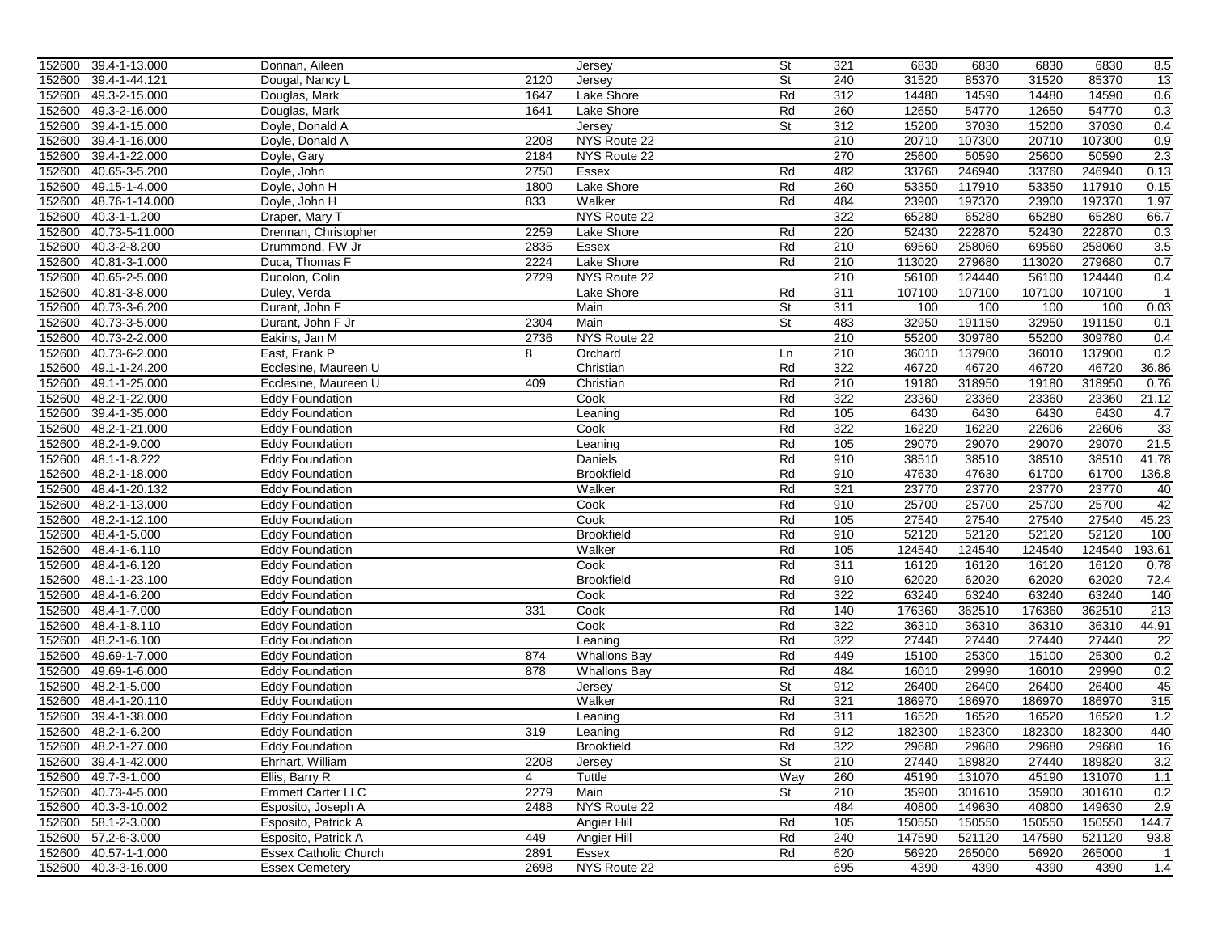| | | | | | | | | | | | |
|---|---|---|---|---|---|---|---|---|---|---|---|
| 152600 | 39.4-1-13.000 | Donnan, Aileen | | Jersey | St | 321 | 6830 | 6830 | 6830 | 6830 | 8.5 |
| 152600 | 39.4-1-44.121 | Dougal, Nancy L | 2120 | Jersey | St | 240 | 31520 | 85370 | 31520 | 85370 | 13 |
| 152600 | 49.3-2-15.000 | Douglas, Mark | 1647 | Lake Shore | Rd | 312 | 14480 | 14590 | 14480 | 14590 | 0.6 |
| 152600 | 49.3-2-16.000 | Douglas, Mark | 1641 | Lake Shore | Rd | 260 | 12650 | 54770 | 12650 | 54770 | 0.3 |
| 152600 | 39.4-1-15.000 | Doyle, Donald A | | Jersey | St | 312 | 15200 | 37030 | 15200 | 37030 | 0.4 |
| 152600 | 39.4-1-16.000 | Doyle, Donald A | 2208 | NYS Route 22 | | 210 | 20710 | 107300 | 20710 | 107300 | 0.9 |
| 152600 | 39.4-1-22.000 | Doyle, Gary | 2184 | NYS Route 22 | | 270 | 25600 | 50590 | 25600 | 50590 | 2.3 |
| 152600 | 40.65-3-5.200 | Doyle, John | 2750 | Essex | Rd | 482 | 33760 | 246940 | 33760 | 246940 | 0.13 |
| 152600 | 49.15-1-4.000 | Doyle, John H | 1800 | Lake Shore | Rd | 260 | 53350 | 117910 | 53350 | 117910 | 0.15 |
| 152600 | 48.76-1-14.000 | Doyle, John H | 833 | Walker | Rd | 484 | 23900 | 197370 | 23900 | 197370 | 1.97 |
| 152600 | 40.3-1-1.200 | Draper, Mary T | | NYS Route 22 | | 322 | 65280 | 65280 | 65280 | 65280 | 66.7 |
| 152600 | 40.73-5-11.000 | Drennan, Christopher | 2259 | Lake Shore | Rd | 220 | 52430 | 222870 | 52430 | 222870 | 0.3 |
| 152600 | 40.3-2-8.200 | Drummond, FW Jr | 2835 | Essex | Rd | 210 | 69560 | 258060 | 69560 | 258060 | 3.5 |
| 152600 | 40.81-3-1.000 | Duca, Thomas F | 2224 | Lake Shore | Rd | 210 | 113020 | 279680 | 113020 | 279680 | 0.7 |
| 152600 | 40.65-2-5.000 | Ducolon, Colin | 2729 | NYS Route 22 | | 210 | 56100 | 124440 | 56100 | 124440 | 0.4 |
| 152600 | 40.81-3-8.000 | Duley, Verda | | Lake Shore | Rd | 311 | 107100 | 107100 | 107100 | 107100 | 1 |
| 152600 | 40.73-3-6.200 | Durant, John F | | Main | St | 311 | 100 | 100 | 100 | 100 | 0.03 |
| 152600 | 40.73-3-5.000 | Durant, John F Jr | 2304 | Main | St | 483 | 32950 | 191150 | 32950 | 191150 | 0.1 |
| 152600 | 40.73-2-2.000 | Eakins, Jan M | 2736 | NYS Route 22 | | 210 | 55200 | 309780 | 55200 | 309780 | 0.4 |
| 152600 | 40.73-6-2.000 | East, Frank P | 8 | Orchard | Ln | 210 | 36010 | 137900 | 36010 | 137900 | 0.2 |
| 152600 | 49.1-1-24.200 | Ecclesine, Maureen U | | Christian | Rd | 322 | 46720 | 46720 | 46720 | 46720 | 36.86 |
| 152600 | 49.1-1-25.000 | Ecclesine, Maureen U | 409 | Christian | Rd | 210 | 19180 | 318950 | 19180 | 318950 | 0.76 |
| 152600 | 48.2-1-22.000 | Eddy Foundation | | Cook | Rd | 322 | 23360 | 23360 | 23360 | 23360 | 21.12 |
| 152600 | 39.4-1-35.000 | Eddy Foundation | | Leaning | Rd | 105 | 6430 | 6430 | 6430 | 6430 | 4.7 |
| 152600 | 48.2-1-21.000 | Eddy Foundation | | Cook | Rd | 322 | 16220 | 16220 | 22606 | 22606 | 33 |
| 152600 | 48.2-1-9.000 | Eddy Foundation | | Leaning | Rd | 105 | 29070 | 29070 | 29070 | 29070 | 21.5 |
| 152600 | 48.1-1-8.222 | Eddy Foundation | | Daniels | Rd | 910 | 38510 | 38510 | 38510 | 38510 | 41.78 |
| 152600 | 48.2-1-18.000 | Eddy Foundation | | Brookfield | Rd | 910 | 47630 | 47630 | 61700 | 61700 | 136.8 |
| 152600 | 48.4-1-20.132 | Eddy Foundation | | Walker | Rd | 321 | 23770 | 23770 | 23770 | 23770 | 40 |
| 152600 | 48.2-1-13.000 | Eddy Foundation | | Cook | Rd | 910 | 25700 | 25700 | 25700 | 25700 | 42 |
| 152600 | 48.2-1-12.100 | Eddy Foundation | | Cook | Rd | 105 | 27540 | 27540 | 27540 | 27540 | 45.23 |
| 152600 | 48.4-1-5.000 | Eddy Foundation | | Brookfield | Rd | 910 | 52120 | 52120 | 52120 | 52120 | 100 |
| 152600 | 48.4-1-6.110 | Eddy Foundation | | Walker | Rd | 105 | 124540 | 124540 | 124540 | 124540 | 193.61 |
| 152600 | 48.4-1-6.120 | Eddy Foundation | | Cook | Rd | 311 | 16120 | 16120 | 16120 | 16120 | 0.78 |
| 152600 | 48.1-1-23.100 | Eddy Foundation | | Brookfield | Rd | 910 | 62020 | 62020 | 62020 | 62020 | 72.4 |
| 152600 | 48.4-1-6.200 | Eddy Foundation | | Cook | Rd | 322 | 63240 | 63240 | 63240 | 63240 | 140 |
| 152600 | 48.4-1-7.000 | Eddy Foundation | 331 | Cook | Rd | 140 | 176360 | 362510 | 176360 | 362510 | 213 |
| 152600 | 48.4-1-8.110 | Eddy Foundation | | Cook | Rd | 322 | 36310 | 36310 | 36310 | 36310 | 44.91 |
| 152600 | 48.2-1-6.100 | Eddy Foundation | | Leaning | Rd | 322 | 27440 | 27440 | 27440 | 27440 | 22 |
| 152600 | 49.69-1-7.000 | Eddy Foundation | 874 | Whallons Bay | Rd | 449 | 15100 | 25300 | 15100 | 25300 | 0.2 |
| 152600 | 49.69-1-6.000 | Eddy Foundation | 878 | Whallons Bay | Rd | 484 | 16010 | 29990 | 16010 | 29990 | 0.2 |
| 152600 | 48.2-1-5.000 | Eddy Foundation | | Jersey | St | 912 | 26400 | 26400 | 26400 | 26400 | 45 |
| 152600 | 48.4-1-20.110 | Eddy Foundation | | Walker | Rd | 321 | 186970 | 186970 | 186970 | 186970 | 315 |
| 152600 | 39.4-1-38.000 | Eddy Foundation | | Leaning | Rd | 311 | 16520 | 16520 | 16520 | 16520 | 1.2 |
| 152600 | 48.2-1-6.200 | Eddy Foundation | 319 | Leaning | Rd | 912 | 182300 | 182300 | 182300 | 182300 | 440 |
| 152600 | 48.2-1-27.000 | Eddy Foundation | | Brookfield | Rd | 322 | 29680 | 29680 | 29680 | 29680 | 16 |
| 152600 | 39.4-1-42.000 | Ehrhart, William | 2208 | Jersey | St | 210 | 27440 | 189820 | 27440 | 189820 | 3.2 |
| 152600 | 49.7-3-1.000 | Ellis, Barry R | 4 | Tuttle | Way | 260 | 45190 | 131070 | 45190 | 131070 | 1.1 |
| 152600 | 40.73-4-5.000 | Emmett Carter LLC | 2279 | Main | St | 210 | 35900 | 301610 | 35900 | 301610 | 0.2 |
| 152600 | 40.3-3-10.002 | Esposito, Joseph A | 2488 | NYS Route 22 | | 484 | 40800 | 149630 | 40800 | 149630 | 2.9 |
| 152600 | 58.1-2-3.000 | Esposito, Patrick A | | Angier Hill | Rd | 105 | 150550 | 150550 | 150550 | 150550 | 144.7 |
| 152600 | 57.2-6-3.000 | Esposito, Patrick A | 449 | Angier Hill | Rd | 240 | 147590 | 521120 | 147590 | 521120 | 93.8 |
| 152600 | 40.57-1-1.000 | Essex Catholic Church | 2891 | Essex | Rd | 620 | 56920 | 265000 | 56920 | 265000 | 1 |
| 152600 | 40.3-3-16.000 | Essex Cemetery | 2698 | NYS Route 22 | | 695 | 4390 | 4390 | 4390 | 4390 | 1.4 |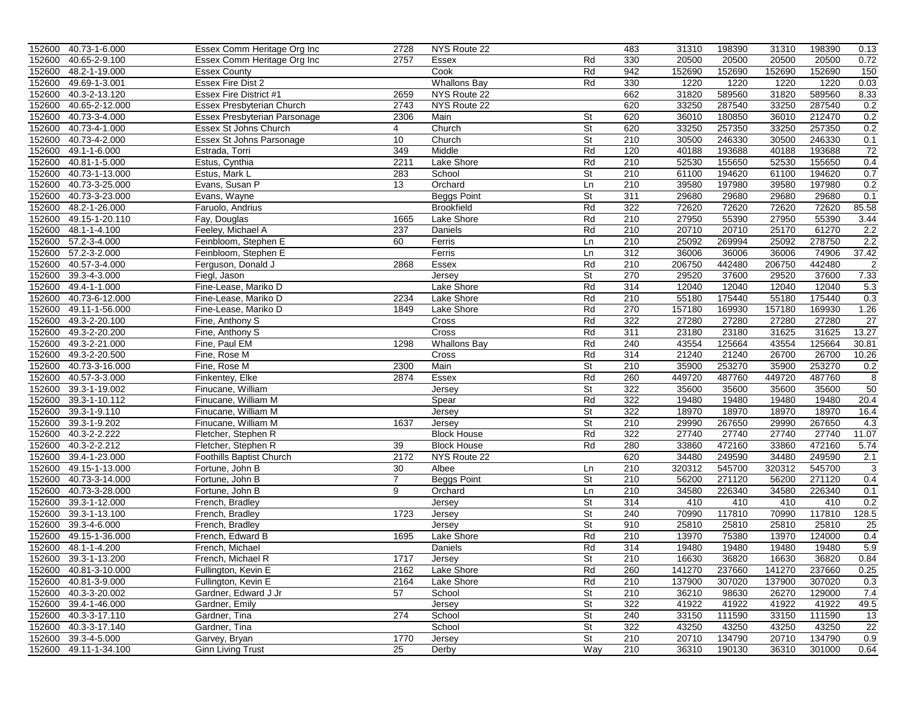| | | | | | | | | | | | |
|---|---|---|---|---|---|---|---|---|---|---|---|
| 152600 | 40.73-1-6.000 | Essex Comm Heritage Org Inc | 2728 | NYS Route 22 | | 483 | 31310 | 198390 | 31310 | 198390 | 0.13 |
| 152600 | 40.65-2-9.100 | Essex Comm Heritage Org Inc | 2757 | Essex | Rd | 330 | 20500 | 20500 | 20500 | 20500 | 0.72 |
| 152600 | 48.2-1-19.000 | Essex County | | Cook | Rd | 942 | 152690 | 152690 | 152690 | 152690 | 150 |
| 152600 | 49.69-1-3.001 | Essex Fire Dist 2 | | Whallons Bay | Rd | 330 | 1220 | 1220 | 1220 | 1220 | 0.03 |
| 152600 | 40.3-2-13.120 | Essex Fire District #1 | 2659 | NYS Route 22 | | 662 | 31820 | 589560 | 31820 | 589560 | 8.33 |
| 152600 | 40.65-2-12.000 | Essex Presbyterian Church | 2743 | NYS Route 22 | | 620 | 33250 | 287540 | 33250 | 287540 | 0.2 |
| 152600 | 40.73-3-4.000 | Essex Presbyterian Parsonage | 2306 | Main | St | 620 | 36010 | 180850 | 36010 | 212470 | 0.2 |
| 152600 | 40.73-4-1.000 | Essex St Johns Church | 4 | Church | St | 620 | 33250 | 257350 | 33250 | 257350 | 0.2 |
| 152600 | 40.73-4-2.000 | Essex St Johns Parsonage | 10 | Church | St | 210 | 30500 | 246330 | 30500 | 246330 | 0.1 |
| 152600 | 49.1-1-6.000 | Estrada, Torri | 349 | Middle | Rd | 120 | 40188 | 193688 | 40188 | 193688 | 72 |
| 152600 | 40.81-1-5.000 | Estus, Cynthia | 2211 | Lake Shore | Rd | 210 | 52530 | 155650 | 52530 | 155650 | 0.4 |
| 152600 | 40.73-1-13.000 | Estus, Mark L | 283 | School | St | 210 | 61100 | 194620 | 61100 | 194620 | 0.7 |
| 152600 | 40.73-3-25.000 | Evans, Susan P | 13 | Orchard | Ln | 210 | 39580 | 197980 | 39580 | 197980 | 0.2 |
| 152600 | 40.73-3-23.000 | Evans, Wayne | | Beggs Point | St | 311 | 29680 | 29680 | 29680 | 29680 | 0.1 |
| 152600 | 48.2-1-26.000 | Faruolo, Andrius | | Brookfield | Rd | 322 | 72620 | 72620 | 72620 | 72620 | 85.58 |
| 152600 | 49.15-1-20.110 | Fay, Douglas | 1665 | Lake Shore | Rd | 210 | 27950 | 55390 | 27950 | 55390 | 3.44 |
| 152600 | 48.1-1-4.100 | Feeley, Michael A | 237 | Daniels | Rd | 210 | 20710 | 20710 | 25170 | 61270 | 2.2 |
| 152600 | 57.2-3-4.000 | Feinbloom, Stephen E | 60 | Ferris | Ln | 210 | 25092 | 269994 | 25092 | 278750 | 2.2 |
| 152600 | 57.2-3-2.000 | Feinbloom, Stephen E | | Ferris | Ln | 312 | 36006 | 36006 | 36006 | 74906 | 37.42 |
| 152600 | 40.57-3-4.000 | Ferguson, Donald J | 2868 | Essex | Rd | 210 | 206750 | 442480 | 206750 | 442480 | 2 |
| 152600 | 39.3-4-3.000 | Fiegl, Jason | | Jersey | St | 270 | 29520 | 37600 | 29520 | 37600 | 7.33 |
| 152600 | 49.4-1-1.000 | Fine-Lease, Mariko D | | Lake Shore | Rd | 314 | 12040 | 12040 | 12040 | 12040 | 5.3 |
| 152600 | 40.73-6-12.000 | Fine-Lease, Mariko D | 2234 | Lake Shore | Rd | 210 | 55180 | 175440 | 55180 | 175440 | 0.3 |
| 152600 | 49.11-1-56.000 | Fine-Lease, Mariko D | 1849 | Lake Shore | Rd | 270 | 157180 | 169930 | 157180 | 169930 | 1.26 |
| 152600 | 49.3-2-20.100 | Fine, Anthony S | | Cross | Rd | 322 | 27280 | 27280 | 27280 | 27280 | 27 |
| 152600 | 49.3-2-20.200 | Fine, Anthony S | | Cross | Rd | 311 | 23180 | 23180 | 31625 | 31625 | 13.27 |
| 152600 | 49.3-2-21.000 | Fine, Paul EM | 1298 | Whallons Bay | Rd | 240 | 43554 | 125664 | 43554 | 125664 | 30.81 |
| 152600 | 49.3-2-20.500 | Fine, Rose M | | Cross | Rd | 314 | 21240 | 21240 | 26700 | 26700 | 10.26 |
| 152600 | 40.73-3-16.000 | Fine, Rose M | 2300 | Main | St | 210 | 35900 | 253270 | 35900 | 253270 | 0.2 |
| 152600 | 40.57-3-3.000 | Finkentey, Elke | 2874 | Essex | Rd | 260 | 449720 | 487760 | 449720 | 487760 | 8 |
| 152600 | 39.3-1-19.002 | Finucane, William | | Jersey | St | 322 | 35600 | 35600 | 35600 | 35600 | 50 |
| 152600 | 39.3-1-10.112 | Finucane, William M | | Spear | Rd | 322 | 19480 | 19480 | 19480 | 19480 | 20.4 |
| 152600 | 39.3-1-9.110 | Finucane, William M | | Jersey | St | 322 | 18970 | 18970 | 18970 | 18970 | 16.4 |
| 152600 | 39.3-1-9.202 | Finucane, William M | 1637 | Jersey | St | 210 | 29990 | 267650 | 29990 | 267650 | 4.3 |
| 152600 | 40.3-2-2.222 | Fletcher, Stephen R | | Block House | Rd | 322 | 27740 | 27740 | 27740 | 27740 | 11.07 |
| 152600 | 40.3-2-2.212 | Fletcher, Stephen R | 39 | Block House | Rd | 280 | 33860 | 472160 | 33860 | 472160 | 5.74 |
| 152600 | 39.4-1-23.000 | Foothills Baptist Church | 2172 | NYS Route 22 | | 620 | 34480 | 249590 | 34480 | 249590 | 2.1 |
| 152600 | 49.15-1-13.000 | Fortune, John B | 30 | Albee | Ln | 210 | 320312 | 545700 | 320312 | 545700 | 3 |
| 152600 | 40.73-3-14.000 | Fortune, John B | 7 | Beggs Point | St | 210 | 56200 | 271120 | 56200 | 271120 | 0.4 |
| 152600 | 40.73-3-28.000 | Fortune, John B | 9 | Orchard | Ln | 210 | 34580 | 226340 | 34580 | 226340 | 0.1 |
| 152600 | 39.3-1-12.000 | French, Bradley | | Jersey | St | 314 | 410 | 410 | 410 | 410 | 0.2 |
| 152600 | 39.3-1-13.100 | French, Bradley | 1723 | Jersey | St | 240 | 70990 | 117810 | 70990 | 117810 | 128.5 |
| 152600 | 39.3-4-6.000 | French, Bradley | | Jersey | St | 910 | 25810 | 25810 | 25810 | 25810 | 25 |
| 152600 | 49.15-1-36.000 | French, Edward B | 1695 | Lake Shore | Rd | 210 | 13970 | 75380 | 13970 | 124000 | 0.4 |
| 152600 | 48.1-1-4.200 | French, Michael | | Daniels | Rd | 314 | 19480 | 19480 | 19480 | 19480 | 5.9 |
| 152600 | 39.3-1-13.200 | French, Michael R | 1717 | Jersey | St | 210 | 16630 | 36820 | 16630 | 36820 | 0.84 |
| 152600 | 40.81-3-10.000 | Fullington, Kevin E | 2162 | Lake Shore | Rd | 260 | 141270 | 237660 | 141270 | 237660 | 0.25 |
| 152600 | 40.81-3-9.000 | Fullington, Kevin E | 2164 | Lake Shore | Rd | 210 | 137900 | 307020 | 137900 | 307020 | 0.3 |
| 152600 | 40.3-3-20.002 | Gardner, Edward J Jr | 57 | School | St | 210 | 36210 | 98630 | 26270 | 129000 | 7.4 |
| 152600 | 39.4-1-46.000 | Gardner, Emily | | Jersey | St | 322 | 41922 | 41922 | 41922 | 41922 | 49.5 |
| 152600 | 40.3-3-17.110 | Gardner, Tina | 274 | School | St | 240 | 33150 | 111590 | 33150 | 111590 | 13 |
| 152600 | 40.3-3-17.140 | Gardner, Tina | | School | St | 322 | 43250 | 43250 | 43250 | 43250 | 22 |
| 152600 | 39.3-4-5.000 | Garvey, Bryan | 1770 | Jersey | St | 210 | 20710 | 134790 | 20710 | 134790 | 0.9 |
| 152600 | 49.11-1-34.100 | Ginn Living Trust | 25 | Derby | Way | 210 | 36310 | 190130 | 36310 | 301000 | 0.64 |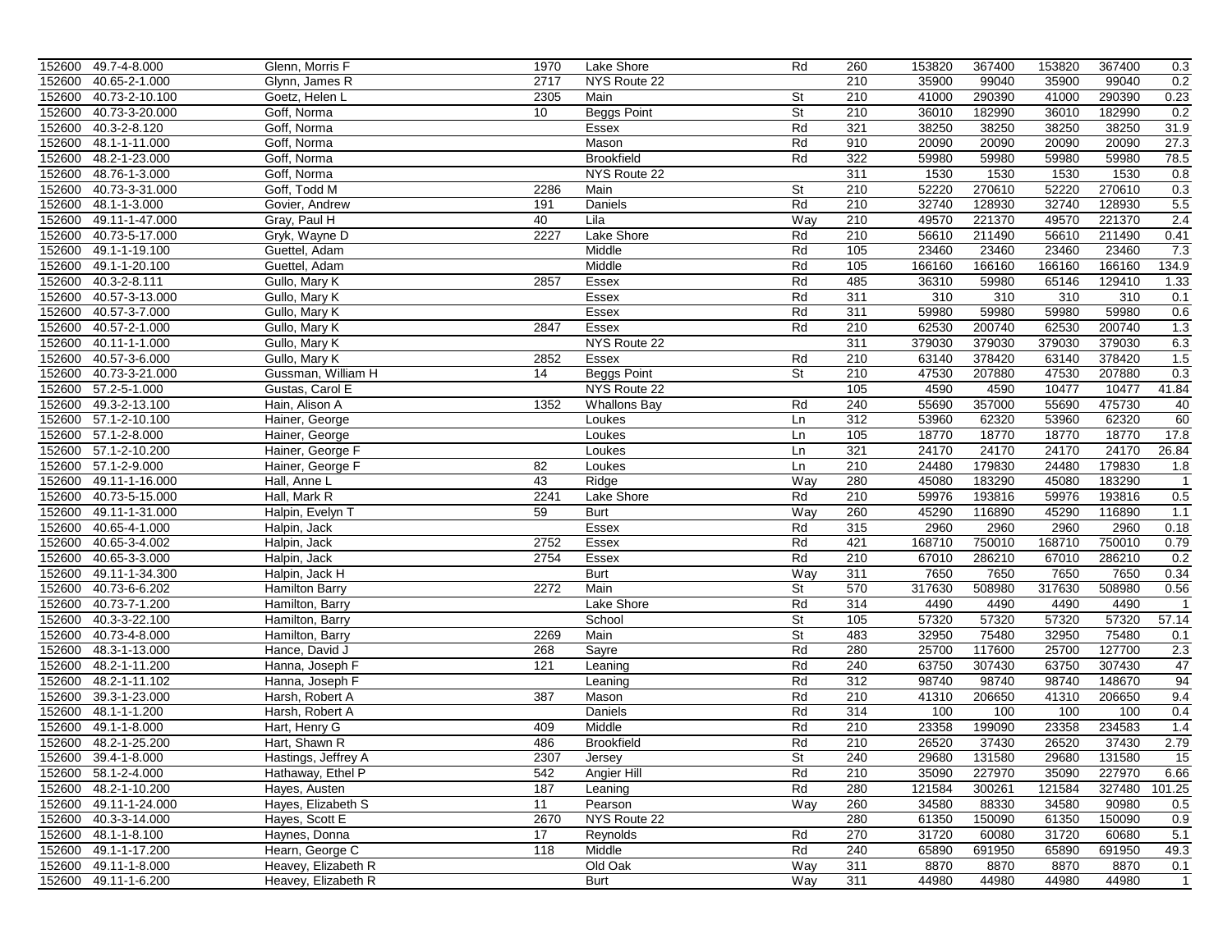| | | | | | | | | | | | | |
|---|---|---|---|---|---|---|---|---|---|---|---|---|
| 152600 | 49.7-4-8.000 | Glenn, Morris F | 1970 | Lake Shore | Rd | 260 | 153820 | 367400 | 153820 | 367400 | 0.3 |
| 152600 | 40.65-2-1.000 | Glynn, James R | 2717 | NYS Route 22 | | 210 | 35900 | 99040 | 35900 | 99040 | 0.2 |
| 152600 | 40.73-2-10.100 | Goetz, Helen L | 2305 | Main | St | 210 | 41000 | 290390 | 41000 | 290390 | 0.23 |
| 152600 | 40.73-3-20.000 | Goff, Norma | 10 | Beggs Point | St | 210 | 36010 | 182990 | 36010 | 182990 | 0.2 |
| 152600 | 40.3-2-8.120 | Goff, Norma | | Essex | Rd | 321 | 38250 | 38250 | 38250 | 38250 | 31.9 |
| 152600 | 48.1-1-11.000 | Goff, Norma | | Mason | Rd | 910 | 20090 | 20090 | 20090 | 20090 | 27.3 |
| 152600 | 48.2-1-23.000 | Goff, Norma | | Brookfield | Rd | 322 | 59980 | 59980 | 59980 | 59980 | 78.5 |
| 152600 | 48.76-1-3.000 | Goff, Norma | | NYS Route 22 | | 311 | 1530 | 1530 | 1530 | 1530 | 0.8 |
| 152600 | 40.73-3-31.000 | Goff, Todd M | 2286 | Main | St | 210 | 52220 | 270610 | 52220 | 270610 | 0.3 |
| 152600 | 48.1-1-3.000 | Govier, Andrew | 191 | Daniels | Rd | 210 | 32740 | 128930 | 32740 | 128930 | 5.5 |
| 152600 | 49.11-1-47.000 | Gray, Paul H | 40 | Lila | Way | 210 | 49570 | 221370 | 49570 | 221370 | 2.4 |
| 152600 | 40.73-5-17.000 | Gryk, Wayne D | 2227 | Lake Shore | Rd | 210 | 56610 | 211490 | 56610 | 211490 | 0.41 |
| 152600 | 49.1-1-19.100 | Guettel, Adam | | Middle | Rd | 105 | 23460 | 23460 | 23460 | 23460 | 7.3 |
| 152600 | 49.1-1-20.100 | Guettel, Adam | | Middle | Rd | 105 | 166160 | 166160 | 166160 | 166160 | 134.9 |
| 152600 | 40.3-2-8.111 | Gullo, Mary K | 2857 | Essex | Rd | 485 | 36310 | 59980 | 65146 | 129410 | 1.33 |
| 152600 | 40.57-3-13.000 | Gullo, Mary K | | Essex | Rd | 311 | 310 | 310 | 310 | 310 | 0.1 |
| 152600 | 40.57-3-7.000 | Gullo, Mary K | | Essex | Rd | 311 | 59980 | 59980 | 59980 | 59980 | 0.6 |
| 152600 | 40.57-2-1.000 | Gullo, Mary K | 2847 | Essex | Rd | 210 | 62530 | 200740 | 62530 | 200740 | 1.3 |
| 152600 | 40.11-1-1.000 | Gullo, Mary K | | NYS Route 22 | | 311 | 379030 | 379030 | 379030 | 379030 | 6.3 |
| 152600 | 40.57-3-6.000 | Gullo, Mary K | 2852 | Essex | Rd | 210 | 63140 | 378420 | 63140 | 378420 | 1.5 |
| 152600 | 40.73-3-21.000 | Gussman, William H | 14 | Beggs Point | St | 210 | 47530 | 207880 | 47530 | 207880 | 0.3 |
| 152600 | 57.2-5-1.000 | Gustas, Carol E | | NYS Route 22 | | 105 | 4590 | 4590 | 10477 | 10477 | 41.84 |
| 152600 | 49.3-2-13.100 | Hain, Alison A | 1352 | Whallons Bay | Rd | 240 | 55690 | 357000 | 55690 | 475730 | 40 |
| 152600 | 57.1-2-10.100 | Hainer, George | | Loukes | Ln | 312 | 53960 | 62320 | 53960 | 62320 | 60 |
| 152600 | 57.1-2-8.000 | Hainer, George | | Loukes | Ln | 105 | 18770 | 18770 | 18770 | 18770 | 17.8 |
| 152600 | 57.1-2-10.200 | Hainer, George F | | Loukes | Ln | 321 | 24170 | 24170 | 24170 | 24170 | 26.84 |
| 152600 | 57.1-2-9.000 | Hainer, George F | 82 | Loukes | Ln | 210 | 24480 | 179830 | 24480 | 179830 | 1.8 |
| 152600 | 49.11-1-16.000 | Hall, Anne L | 43 | Ridge | Way | 280 | 45080 | 183290 | 45080 | 183290 | 1 |
| 152600 | 40.73-5-15.000 | Hall, Mark R | 2241 | Lake Shore | Rd | 210 | 59976 | 193816 | 59976 | 193816 | 0.5 |
| 152600 | 49.11-1-31.000 | Halpin, Evelyn T | 59 | Burt | Way | 260 | 45290 | 116890 | 45290 | 116890 | 1.1 |
| 152600 | 40.65-4-1.000 | Halpin, Jack | | Essex | Rd | 315 | 2960 | 2960 | 2960 | 2960 | 0.18 |
| 152600 | 40.65-3-4.002 | Halpin, Jack | 2752 | Essex | Rd | 421 | 168710 | 750010 | 168710 | 750010 | 0.79 |
| 152600 | 40.65-3-3.000 | Halpin, Jack | 2754 | Essex | Rd | 210 | 67010 | 286210 | 67010 | 286210 | 0.2 |
| 152600 | 49.11-1-34.300 | Halpin, Jack H | | Burt | Way | 311 | 7650 | 7650 | 7650 | 7650 | 0.34 |
| 152600 | 40.73-6-6.202 | Hamilton Barry | 2272 | Main | St | 570 | 317630 | 508980 | 317630 | 508980 | 0.56 |
| 152600 | 40.73-7-1.200 | Hamilton, Barry | | Lake Shore | Rd | 314 | 4490 | 4490 | 4490 | 4490 | 1 |
| 152600 | 40.3-3-22.100 | Hamilton, Barry | | School | St | 105 | 57320 | 57320 | 57320 | 57320 | 57.14 |
| 152600 | 40.73-4-8.000 | Hamilton, Barry | 2269 | Main | St | 483 | 32950 | 75480 | 32950 | 75480 | 0.1 |
| 152600 | 48.3-1-13.000 | Hance, David J | 268 | Sayre | Rd | 280 | 25700 | 117600 | 25700 | 127700 | 2.3 |
| 152600 | 48.2-1-11.200 | Hanna, Joseph F | 121 | Leaning | Rd | 240 | 63750 | 307430 | 63750 | 307430 | 47 |
| 152600 | 48.2-1-11.102 | Hanna, Joseph F | | Leaning | Rd | 312 | 98740 | 98740 | 98740 | 148670 | 94 |
| 152600 | 39.3-1-23.000 | Harsh, Robert A | 387 | Mason | Rd | 210 | 41310 | 206650 | 41310 | 206650 | 9.4 |
| 152600 | 48.1-1-1.200 | Harsh, Robert A | | Daniels | Rd | 314 | 100 | 100 | 100 | 100 | 0.4 |
| 152600 | 49.1-1-8.000 | Hart, Henry G | 409 | Middle | Rd | 210 | 23358 | 199090 | 23358 | 234583 | 1.4 |
| 152600 | 48.2-1-25.200 | Hart, Shawn R | 486 | Brookfield | Rd | 210 | 26520 | 37430 | 26520 | 37430 | 2.79 |
| 152600 | 39.4-1-8.000 | Hastings, Jeffrey A | 2307 | Jersey | St | 240 | 29680 | 131580 | 29680 | 131580 | 15 |
| 152600 | 58.1-2-4.000 | Hathaway, Ethel P | 542 | Angier Hill | Rd | 210 | 35090 | 227970 | 35090 | 227970 | 6.66 |
| 152600 | 48.2-1-10.200 | Hayes, Austen | 187 | Leaning | Rd | 280 | 121584 | 300261 | 121584 | 327480 | 101.25 |
| 152600 | 49.11-1-24.000 | Hayes, Elizabeth S | 11 | Pearson | Way | 260 | 34580 | 88330 | 34580 | 90980 | 0.5 |
| 152600 | 40.3-3-14.000 | Hayes, Scott E | 2670 | NYS Route 22 | | 280 | 61350 | 150090 | 61350 | 150090 | 0.9 |
| 152600 | 48.1-1-8.100 | Haynes, Donna | 17 | Reynolds | Rd | 270 | 31720 | 60080 | 31720 | 60680 | 5.1 |
| 152600 | 49.1-1-17.200 | Hearn, George C | 118 | Middle | Rd | 240 | 65890 | 691950 | 65890 | 691950 | 49.3 |
| 152600 | 49.11-1-8.000 | Heavey, Elizabeth R | | Old Oak | Way | 311 | 8870 | 8870 | 8870 | 8870 | 0.1 |
| 152600 | 49.11-1-6.200 | Heavey, Elizabeth R | | Burt | Way | 311 | 44980 | 44980 | 44980 | 44980 | 1 |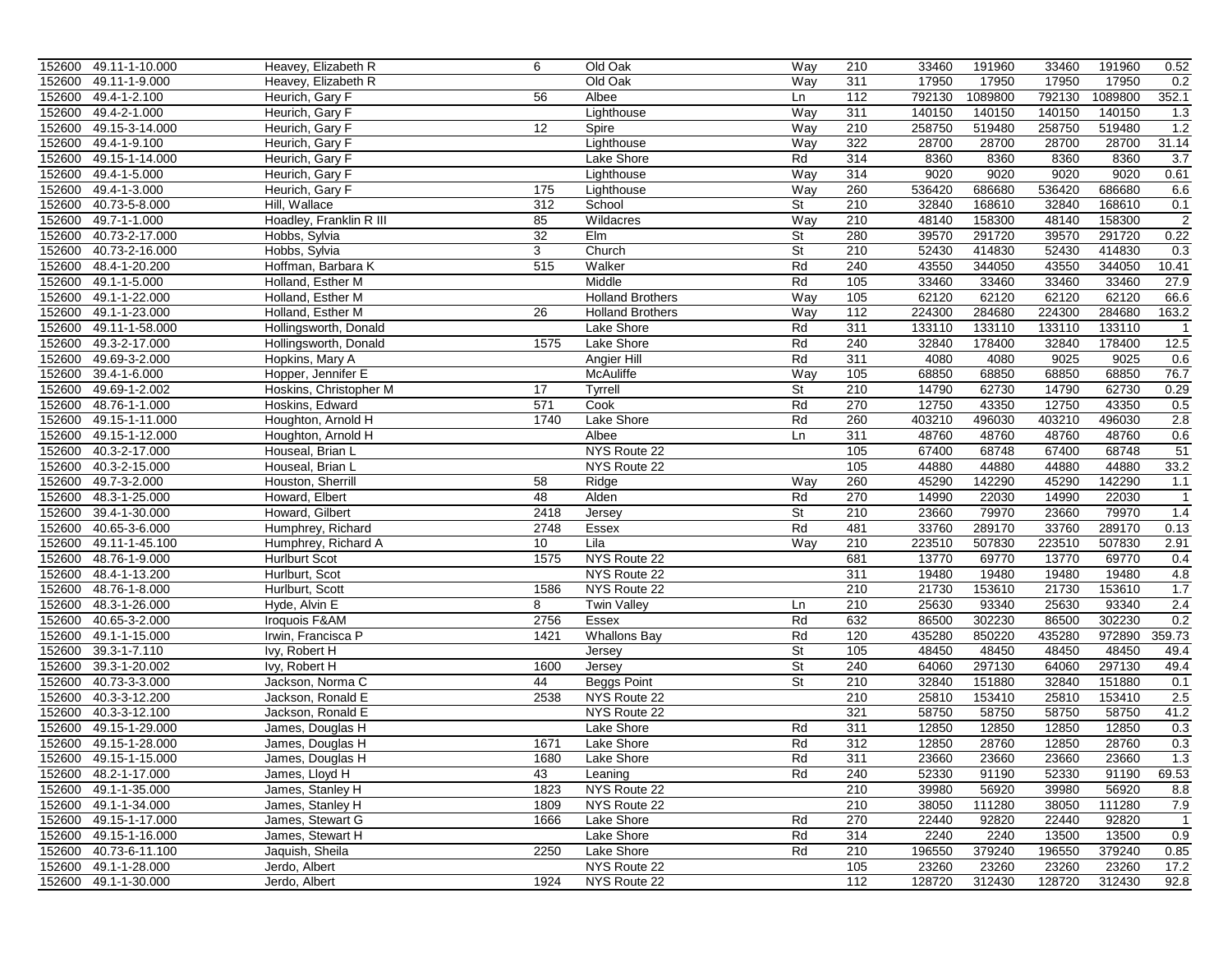| | | | | | | | | | | | | |
|---|---|---|---|---|---|---|---|---|---|---|---|---|
| 152600 | 49.11-1-10.000 | Heavey, Elizabeth R | 6 | Old Oak | Way | 210 | 33460 | 191960 | 33460 | 191960 | 0.52 |
| 152600 | 49.11-1-9.000 | Heavey, Elizabeth R | | Old Oak | Way | 311 | 17950 | 17950 | 17950 | 17950 | 0.2 |
| 152600 | 49.4-1-2.100 | Heurich, Gary F | 56 | Albee | Ln | 112 | 792130 | 1089800 | 792130 | 1089800 | 352.1 |
| 152600 | 49.4-2-1.000 | Heurich, Gary F | | Lighthouse | Way | 311 | 140150 | 140150 | 140150 | 140150 | 1.3 |
| 152600 | 49.15-3-14.000 | Heurich, Gary F | 12 | Spire | Way | 210 | 258750 | 519480 | 258750 | 519480 | 1.2 |
| 152600 | 49.4-1-9.100 | Heurich, Gary F | | Lighthouse | Way | 322 | 28700 | 28700 | 28700 | 28700 | 31.14 |
| 152600 | 49.15-1-14.000 | Heurich, Gary F | | Lake Shore | Rd | 314 | 8360 | 8360 | 8360 | 8360 | 3.7 |
| 152600 | 49.4-1-5.000 | Heurich, Gary F | | Lighthouse | Way | 314 | 9020 | 9020 | 9020 | 9020 | 0.61 |
| 152600 | 49.4-1-3.000 | Heurich, Gary F | 175 | Lighthouse | Way | 260 | 536420 | 686680 | 536420 | 686680 | 6.6 |
| 152600 | 40.73-5-8.000 | Hill, Wallace | 312 | School | St | 210 | 32840 | 168610 | 32840 | 168610 | 0.1 |
| 152600 | 49.7-1-1.000 | Hoadley, Franklin R III | 85 | Wildacres | Way | 210 | 48140 | 158300 | 48140 | 158300 | 2 |
| 152600 | 40.73-2-17.000 | Hobbs, Sylvia | 32 | Elm | St | 280 | 39570 | 291720 | 39570 | 291720 | 0.22 |
| 152600 | 40.73-2-16.000 | Hobbs, Sylvia | 3 | Church | St | 210 | 52430 | 414830 | 52430 | 414830 | 0.3 |
| 152600 | 48.4-1-20.200 | Hoffman, Barbara K | 515 | Walker | Rd | 240 | 43550 | 344050 | 43550 | 344050 | 10.41 |
| 152600 | 49.1-1-5.000 | Holland, Esther M | | Middle | Rd | 105 | 33460 | 33460 | 33460 | 33460 | 27.9 |
| 152600 | 49.1-1-22.000 | Holland, Esther M | | Holland Brothers | Way | 105 | 62120 | 62120 | 62120 | 62120 | 66.6 |
| 152600 | 49.1-1-23.000 | Holland, Esther M | 26 | Holland Brothers | Way | 112 | 224300 | 284680 | 224300 | 284680 | 163.2 |
| 152600 | 49.11-1-58.000 | Hollingsworth, Donald | | Lake Shore | Rd | 311 | 133110 | 133110 | 133110 | 133110 | 1 |
| 152600 | 49.3-2-17.000 | Hollingsworth, Donald | 1575 | Lake Shore | Rd | 240 | 32840 | 178400 | 32840 | 178400 | 12.5 |
| 152600 | 49.69-3-2.000 | Hopkins, Mary A | | Angier Hill | Rd | 311 | 4080 | 4080 | 9025 | 9025 | 0.6 |
| 152600 | 39.4-1-6.000 | Hopper, Jennifer E | | McAuliffe | Way | 105 | 68850 | 68850 | 68850 | 68850 | 76.7 |
| 152600 | 49.69-1-2.002 | Hoskins, Christopher M | 17 | Tyrrell | St | 210 | 14790 | 62730 | 14790 | 62730 | 0.29 |
| 152600 | 48.76-1-1.000 | Hoskins, Edward | 571 | Cook | Rd | 270 | 12750 | 43350 | 12750 | 43350 | 0.5 |
| 152600 | 49.15-1-11.000 | Houghton, Arnold H | 1740 | Lake Shore | Rd | 260 | 403210 | 496030 | 403210 | 496030 | 2.8 |
| 152600 | 49.15-1-12.000 | Houghton, Arnold H | | Albee | Ln | 311 | 48760 | 48760 | 48760 | 48760 | 0.6 |
| 152600 | 40.3-2-17.000 | Houseal, Brian L | | NYS Route 22 | | 105 | 67400 | 68748 | 67400 | 68748 | 51 |
| 152600 | 40.3-2-15.000 | Houseal, Brian L | | NYS Route 22 | | 105 | 44880 | 44880 | 44880 | 44880 | 33.2 |
| 152600 | 49.7-3-2.000 | Houston, Sherrill | 58 | Ridge | Way | 260 | 45290 | 142290 | 45290 | 142290 | 1.1 |
| 152600 | 48.3-1-25.000 | Howard, Elbert | 48 | Alden | Rd | 270 | 14990 | 22030 | 14990 | 22030 | 1 |
| 152600 | 39.4-1-30.000 | Howard, Gilbert | 2418 | Jersey | St | 210 | 23660 | 79970 | 23660 | 79970 | 1.4 |
| 152600 | 40.65-3-6.000 | Humphrey, Richard | 2748 | Essex | Rd | 481 | 33760 | 289170 | 33760 | 289170 | 0.13 |
| 152600 | 49.11-1-45.100 | Humphrey, Richard A | 10 | Lila | Way | 210 | 223510 | 507830 | 223510 | 507830 | 2.91 |
| 152600 | 48.76-1-9.000 | Hurlburt Scot | 1575 | NYS Route 22 | | 681 | 13770 | 69770 | 13770 | 69770 | 0.4 |
| 152600 | 48.4-1-13.200 | Hurlburt, Scot | | NYS Route 22 | | 311 | 19480 | 19480 | 19480 | 19480 | 4.8 |
| 152600 | 48.76-1-8.000 | Hurlburt, Scott | 1586 | NYS Route 22 | | 210 | 21730 | 153610 | 21730 | 153610 | 1.7 |
| 152600 | 48.3-1-26.000 | Hyde, Alvin E | 8 | Twin Valley | Ln | 210 | 25630 | 93340 | 25630 | 93340 | 2.4 |
| 152600 | 40.65-3-2.000 | Iroquois F&AM | 2756 | Essex | Rd | 632 | 86500 | 302230 | 86500 | 302230 | 0.2 |
| 152600 | 49.1-1-15.000 | Irwin, Francisca P | 1421 | Whallons Bay | Rd | 120 | 435280 | 850220 | 435280 | 972890 | 359.73 |
| 152600 | 39.3-1-7.110 | Ivy, Robert H | | Jersey | St | 105 | 48450 | 48450 | 48450 | 48450 | 49.4 |
| 152600 | 39.3-1-20.002 | Ivy, Robert H | 1600 | Jersey | St | 240 | 64060 | 297130 | 64060 | 297130 | 49.4 |
| 152600 | 40.73-3-3.000 | Jackson, Norma C | 44 | Beggs Point | St | 210 | 32840 | 151880 | 32840 | 151880 | 0.1 |
| 152600 | 40.3-3-12.200 | Jackson, Ronald E | 2538 | NYS Route 22 | | 210 | 25810 | 153410 | 25810 | 153410 | 2.5 |
| 152600 | 40.3-3-12.100 | Jackson, Ronald E | | NYS Route 22 | | 321 | 58750 | 58750 | 58750 | 58750 | 41.2 |
| 152600 | 49.15-1-29.000 | James, Douglas H | | Lake Shore | Rd | 311 | 12850 | 12850 | 12850 | 12850 | 0.3 |
| 152600 | 49.15-1-28.000 | James, Douglas H | 1671 | Lake Shore | Rd | 312 | 12850 | 28760 | 12850 | 28760 | 0.3 |
| 152600 | 49.15-1-15.000 | James, Douglas H | 1680 | Lake Shore | Rd | 311 | 23660 | 23660 | 23660 | 23660 | 1.3 |
| 152600 | 48.2-1-17.000 | James, Lloyd H | 43 | Leaning | Rd | 240 | 52330 | 91190 | 52330 | 91190 | 69.53 |
| 152600 | 49.1-1-35.000 | James, Stanley H | 1823 | NYS Route 22 | | 210 | 39980 | 56920 | 39980 | 56920 | 8.8 |
| 152600 | 49.1-1-34.000 | James, Stanley H | 1809 | NYS Route 22 | | 210 | 38050 | 111280 | 38050 | 111280 | 7.9 |
| 152600 | 49.15-1-17.000 | James, Stewart G | 1666 | Lake Shore | Rd | 270 | 22440 | 92820 | 22440 | 92820 | 1 |
| 152600 | 49.15-1-16.000 | James, Stewart H | | Lake Shore | Rd | 314 | 2240 | 2240 | 13500 | 13500 | 0.9 |
| 152600 | 40.73-6-11.100 | Jaquish, Sheila | 2250 | Lake Shore | Rd | 210 | 196550 | 379240 | 196550 | 379240 | 0.85 |
| 152600 | 49.1-1-28.000 | Jerdo, Albert | | NYS Route 22 | | 105 | 23260 | 23260 | 23260 | 23260 | 17.2 |
| 152600 | 49.1-1-30.000 | Jerdo, Albert | 1924 | NYS Route 22 | | 112 | 128720 | 312430 | 128720 | 312430 | 92.8 |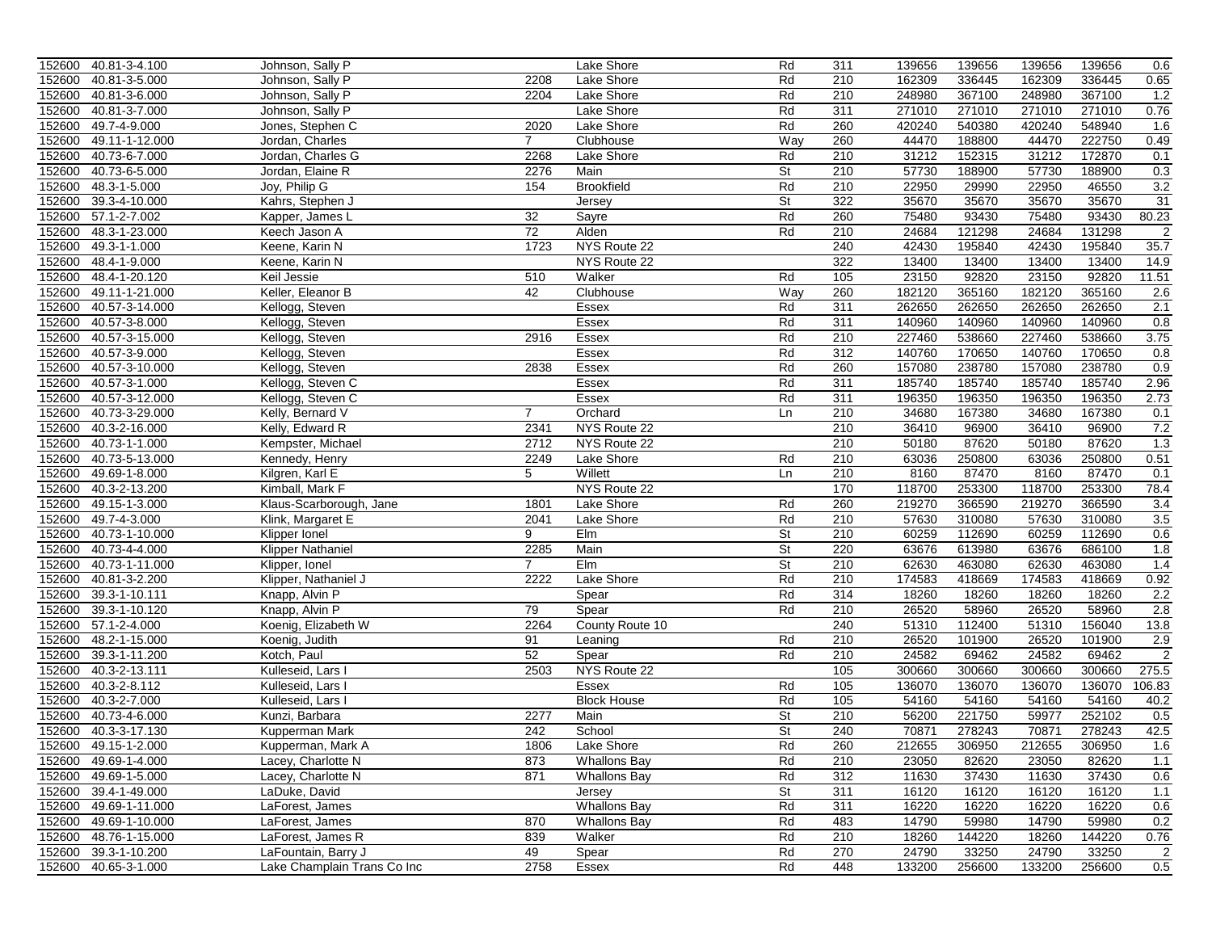| | | | | | | | | | | | |
|---|---|---|---|---|---|---|---|---|---|---|---|
| 152600 | 40.81-3-4.100 | Johnson, Sally P | | Lake Shore | Rd | 311 | 139656 | 139656 | 139656 | 139656 | 0.6 |
| 152600 | 40.81-3-5.000 | Johnson, Sally P | 2208 | Lake Shore | Rd | 210 | 162309 | 336445 | 162309 | 336445 | 0.65 |
| 152600 | 40.81-3-6.000 | Johnson, Sally P | 2204 | Lake Shore | Rd | 210 | 248980 | 367100 | 248980 | 367100 | 1.2 |
| 152600 | 40.81-3-7.000 | Johnson, Sally P | | Lake Shore | Rd | 311 | 271010 | 271010 | 271010 | 271010 | 0.76 |
| 152600 | 49.7-4-9.000 | Jones, Stephen C | 2020 | Lake Shore | Rd | 260 | 420240 | 540380 | 420240 | 548940 | 1.6 |
| 152600 | 49.11-1-12.000 | Jordan, Charles | 7 | Clubhouse | Way | 260 | 44470 | 188800 | 44470 | 222750 | 0.49 |
| 152600 | 40.73-6-7.000 | Jordan, Charles G | 2268 | Lake Shore | Rd | 210 | 31212 | 152315 | 31212 | 172870 | 0.1 |
| 152600 | 40.73-6-5.000 | Jordan, Elaine R | 2276 | Main | St | 210 | 57730 | 188900 | 57730 | 188900 | 0.3 |
| 152600 | 48.3-1-5.000 | Joy, Philip G | 154 | Brookfield | Rd | 210 | 22950 | 29990 | 22950 | 46550 | 3.2 |
| 152600 | 39.3-4-10.000 | Kahrs, Stephen J | | Jersey | St | 322 | 35670 | 35670 | 35670 | 35670 | 31 |
| 152600 | 57.1-2-7.002 | Kapper, James L | 32 | Sayre | Rd | 260 | 75480 | 93430 | 75480 | 93430 | 80.23 |
| 152600 | 48.3-1-23.000 | Keech Jason A | 72 | Alden | Rd | 210 | 24684 | 121298 | 24684 | 131298 | 2 |
| 152600 | 49.3-1-1.000 | Keene, Karin N | 1723 | NYS Route 22 | | 240 | 42430 | 195840 | 42430 | 195840 | 35.7 |
| 152600 | 48.4-1-9.000 | Keene, Karin N | | NYS Route 22 | | 322 | 13400 | 13400 | 13400 | 13400 | 14.9 |
| 152600 | 48.4-1-20.120 | Keil Jessie | 510 | Walker | Rd | 105 | 23150 | 92820 | 23150 | 92820 | 11.51 |
| 152600 | 49.11-1-21.000 | Keller, Eleanor B | 42 | Clubhouse | Way | 260 | 182120 | 365160 | 182120 | 365160 | 2.6 |
| 152600 | 40.57-3-14.000 | Kellogg, Steven | | Essex | Rd | 311 | 262650 | 262650 | 262650 | 262650 | 2.1 |
| 152600 | 40.57-3-8.000 | Kellogg, Steven | | Essex | Rd | 311 | 140960 | 140960 | 140960 | 140960 | 0.8 |
| 152600 | 40.57-3-15.000 | Kellogg, Steven | 2916 | Essex | Rd | 210 | 227460 | 538660 | 227460 | 538660 | 3.75 |
| 152600 | 40.57-3-9.000 | Kellogg, Steven | | Essex | Rd | 312 | 140760 | 170650 | 140760 | 170650 | 0.8 |
| 152600 | 40.57-3-10.000 | Kellogg, Steven | 2838 | Essex | Rd | 260 | 157080 | 238780 | 157080 | 238780 | 0.9 |
| 152600 | 40.57-3-1.000 | Kellogg, Steven C | | Essex | Rd | 311 | 185740 | 185740 | 185740 | 185740 | 2.96 |
| 152600 | 40.57-3-12.000 | Kellogg, Steven C | | Essex | Rd | 311 | 196350 | 196350 | 196350 | 196350 | 2.73 |
| 152600 | 40.73-3-29.000 | Kelly, Bernard V | 7 | Orchard | Ln | 210 | 34680 | 167380 | 34680 | 167380 | 0.1 |
| 152600 | 40.3-2-16.000 | Kelly, Edward R | 2341 | NYS Route 22 | | 210 | 36410 | 96900 | 36410 | 96900 | 7.2 |
| 152600 | 40.73-1-1.000 | Kempster, Michael | 2712 | NYS Route 22 | | 210 | 50180 | 87620 | 50180 | 87620 | 1.3 |
| 152600 | 40.73-5-13.000 | Kennedy, Henry | 2249 | Lake Shore | Rd | 210 | 63036 | 250800 | 63036 | 250800 | 0.51 |
| 152600 | 49.69-1-8.000 | Kilgren, Karl E | 5 | Willett | Ln | 210 | 8160 | 87470 | 8160 | 87470 | 0.1 |
| 152600 | 40.3-2-13.200 | Kimball, Mark F | | NYS Route 22 | | 170 | 118700 | 253300 | 118700 | 253300 | 78.4 |
| 152600 | 49.15-1-3.000 | Klaus-Scarborough, Jane | 1801 | Lake Shore | Rd | 260 | 219270 | 366590 | 219270 | 366590 | 3.4 |
| 152600 | 49.7-4-3.000 | Klink, Margaret E | 2041 | Lake Shore | Rd | 210 | 57630 | 310080 | 57630 | 310080 | 3.5 |
| 152600 | 40.73-1-10.000 | Klipper Ionel | 9 | Elm | St | 210 | 60259 | 112690 | 60259 | 112690 | 0.6 |
| 152600 | 40.73-4-4.000 | Klipper Nathaniel | 2285 | Main | St | 220 | 63676 | 613980 | 63676 | 686100 | 1.8 |
| 152600 | 40.73-1-11.000 | Klipper, Ionel | 7 | Elm | St | 210 | 62630 | 463080 | 62630 | 463080 | 1.4 |
| 152600 | 40.81-3-2.200 | Klipper, Nathaniel J | 2222 | Lake Shore | Rd | 210 | 174583 | 418669 | 174583 | 418669 | 0.92 |
| 152600 | 39.3-1-10.111 | Knapp, Alvin P | | Spear | Rd | 314 | 18260 | 18260 | 18260 | 18260 | 2.2 |
| 152600 | 39.3-1-10.120 | Knapp, Alvin P | 79 | Spear | Rd | 210 | 26520 | 58960 | 26520 | 58960 | 2.8 |
| 152600 | 57.1-2-4.000 | Koenig, Elizabeth W | 2264 | County Route 10 | | 240 | 51310 | 112400 | 51310 | 156040 | 13.8 |
| 152600 | 48.2-1-15.000 | Koenig, Judith | 91 | Leaning | Rd | 210 | 26520 | 101900 | 26520 | 101900 | 2.9 |
| 152600 | 39.3-1-11.200 | Kotch, Paul | 52 | Spear | Rd | 210 | 24582 | 69462 | 24582 | 69462 | 2 |
| 152600 | 40.3-2-13.111 | Kulleseid, Lars I | 2503 | NYS Route 22 | | 105 | 300660 | 300660 | 300660 | 300660 | 275.5 |
| 152600 | 40.3-2-8.112 | Kulleseid, Lars I | | Essex | Rd | 105 | 136070 | 136070 | 136070 | 136070 | 106.83 |
| 152600 | 40.3-2-7.000 | Kulleseid, Lars I | | Block House | Rd | 105 | 54160 | 54160 | 54160 | 54160 | 40.2 |
| 152600 | 40.73-4-6.000 | Kunzi, Barbara | 2277 | Main | St | 210 | 56200 | 221750 | 59977 | 252102 | 0.5 |
| 152600 | 40.3-3-17.130 | Kupperman Mark | 242 | School | St | 240 | 70871 | 278243 | 70871 | 278243 | 42.5 |
| 152600 | 49.15-1-2.000 | Kupperman, Mark A | 1806 | Lake Shore | Rd | 260 | 212655 | 306950 | 212655 | 306950 | 1.6 |
| 152600 | 49.69-1-4.000 | Lacey, Charlotte N | 873 | Whallons Bay | Rd | 210 | 23050 | 82620 | 23050 | 82620 | 1.1 |
| 152600 | 49.69-1-5.000 | Lacey, Charlotte N | 871 | Whallons Bay | Rd | 312 | 11630 | 37430 | 11630 | 37430 | 0.6 |
| 152600 | 39.4-1-49.000 | LaDuke, David | | Jersey | St | 311 | 16120 | 16120 | 16120 | 16120 | 1.1 |
| 152600 | 49.69-1-11.000 | LaForest, James | | Whallons Bay | Rd | 311 | 16220 | 16220 | 16220 | 16220 | 0.6 |
| 152600 | 49.69-1-10.000 | LaForest, James | 870 | Whallons Bay | Rd | 483 | 14790 | 59980 | 14790 | 59980 | 0.2 |
| 152600 | 48.76-1-15.000 | LaForest, James R | 839 | Walker | Rd | 210 | 18260 | 144220 | 18260 | 144220 | 0.76 |
| 152600 | 39.3-1-10.200 | LaFountain, Barry J | 49 | Spear | Rd | 270 | 24790 | 33250 | 24790 | 33250 | 2 |
| 152600 | 40.65-3-1.000 | Lake Champlain Trans Co Inc | 2758 | Essex | Rd | 448 | 133200 | 256600 | 133200 | 256600 | 0.5 |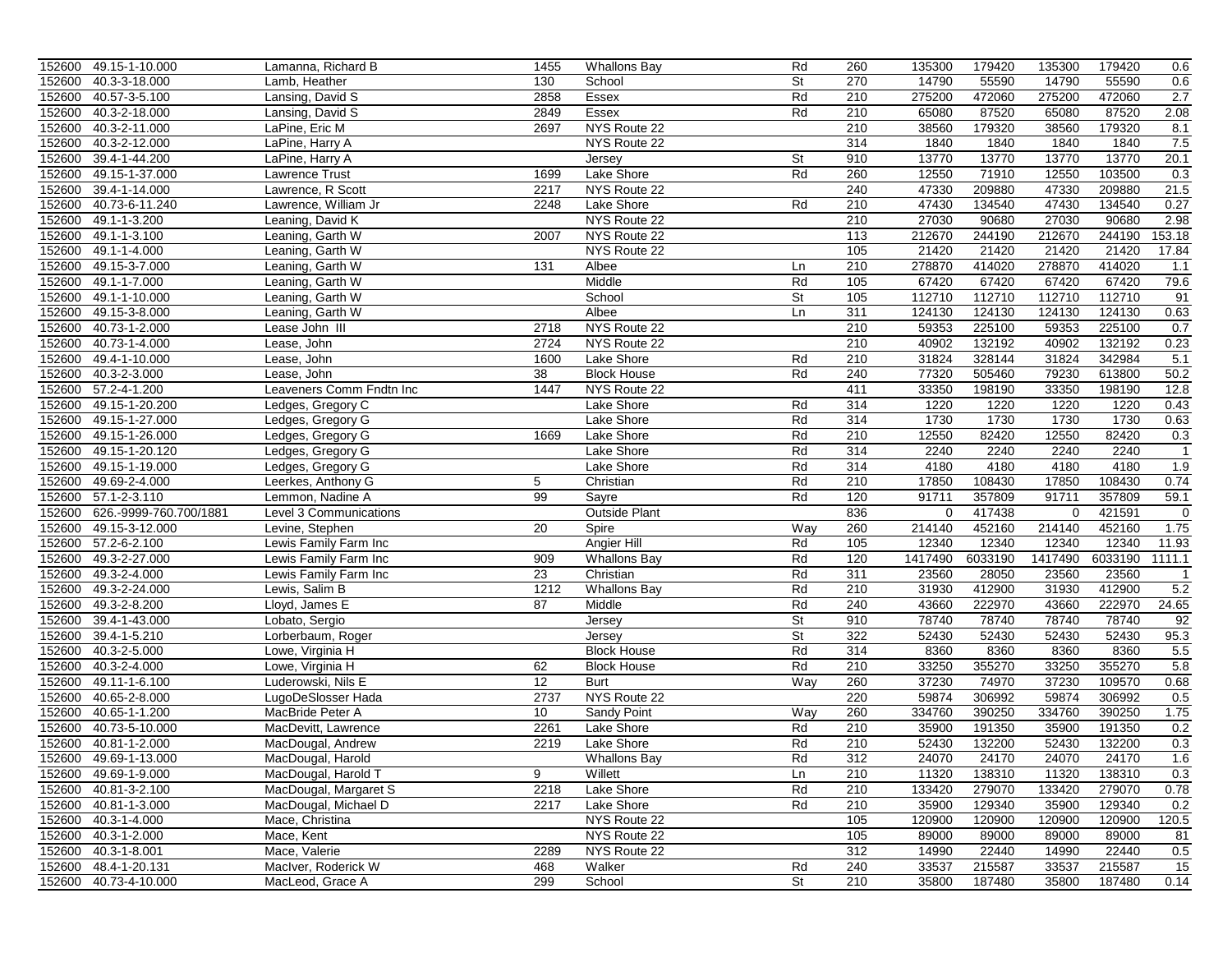| | | | | | | | | | | | |
|---|---|---|---|---|---|---|---|---|---|---|---|
| 152600 | 49.15-1-10.000 | Lamanna, Richard B | 1455 | Whallons Bay | Rd | 260 | 135300 | 179420 | 135300 | 179420 | 0.6 |
| 152600 | 40.3-3-18.000 | Lamb, Heather | 130 | School | St | 270 | 14790 | 55590 | 14790 | 55590 | 0.6 |
| 152600 | 40.57-3-5.100 | Lansing, David S | 2858 | Essex | Rd | 210 | 275200 | 472060 | 275200 | 472060 | 2.7 |
| 152600 | 40.3-2-18.000 | Lansing, David S | 2849 | Essex | Rd | 210 | 65080 | 87520 | 65080 | 87520 | 2.08 |
| 152600 | 40.3-2-11.000 | LaPine, Eric M | 2697 | NYS Route 22 | | 210 | 38560 | 179320 | 38560 | 179320 | 8.1 |
| 152600 | 40.3-2-12.000 | LaPine, Harry A | | NYS Route 22 | | 314 | 1840 | 1840 | 1840 | 1840 | 7.5 |
| 152600 | 39.4-1-44.200 | LaPine, Harry A | | Jersey | St | 910 | 13770 | 13770 | 13770 | 13770 | 20.1 |
| 152600 | 49.15-1-37.000 | Lawrence Trust | 1699 | Lake Shore | Rd | 260 | 12550 | 71910 | 12550 | 103500 | 0.3 |
| 152600 | 39.4-1-14.000 | Lawrence, R Scott | 2217 | NYS Route 22 | | 240 | 47330 | 209880 | 47330 | 209880 | 21.5 |
| 152600 | 40.73-6-11.240 | Lawrence, William Jr | 2248 | Lake Shore | Rd | 210 | 47430 | 134540 | 47430 | 134540 | 0.27 |
| 152600 | 49.1-1-3.200 | Leaning, David K | | NYS Route 22 | | 210 | 27030 | 90680 | 27030 | 90680 | 2.98 |
| 152600 | 49.1-1-3.100 | Leaning, Garth W | 2007 | NYS Route 22 | | 113 | 212670 | 244190 | 212670 | 244190 | 153.18 |
| 152600 | 49.1-1-4.000 | Leaning, Garth W | | NYS Route 22 | | 105 | 21420 | 21420 | 21420 | 21420 | 17.84 |
| 152600 | 49.15-3-7.000 | Leaning, Garth W | 131 | Albee | Ln | 210 | 278870 | 414020 | 278870 | 414020 | 1.1 |
| 152600 | 49.1-1-7.000 | Leaning, Garth W | | Middle | Rd | 105 | 67420 | 67420 | 67420 | 67420 | 79.6 |
| 152600 | 49.1-1-10.000 | Leaning, Garth W | | School | St | 105 | 112710 | 112710 | 112710 | 112710 | 91 |
| 152600 | 49.15-3-8.000 | Leaning, Garth W | | Albee | Ln | 311 | 124130 | 124130 | 124130 | 124130 | 0.63 |
| 152600 | 40.73-1-2.000 | Lease John III | 2718 | NYS Route 22 | | 210 | 59353 | 225100 | 59353 | 225100 | 0.7 |
| 152600 | 40.73-1-4.000 | Lease, John | 2724 | NYS Route 22 | | 210 | 40902 | 132192 | 40902 | 132192 | 0.23 |
| 152600 | 49.4-1-10.000 | Lease, John | 1600 | Lake Shore | Rd | 210 | 31824 | 328144 | 31824 | 342984 | 5.1 |
| 152600 | 40.3-2-3.000 | Lease, John | 38 | Block House | Rd | 240 | 77320 | 505460 | 79230 | 613800 | 50.2 |
| 152600 | 57.2-4-1.200 | Leaveners Comm Fndtn Inc | 1447 | NYS Route 22 | | 411 | 33350 | 198190 | 33350 | 198190 | 12.8 |
| 152600 | 49.15-1-20.200 | Ledges, Gregory C | | Lake Shore | Rd | 314 | 1220 | 1220 | 1220 | 1220 | 0.43 |
| 152600 | 49.15-1-27.000 | Ledges, Gregory G | | Lake Shore | Rd | 314 | 1730 | 1730 | 1730 | 1730 | 0.63 |
| 152600 | 49.15-1-26.000 | Ledges, Gregory G | 1669 | Lake Shore | Rd | 210 | 12550 | 82420 | 12550 | 82420 | 0.3 |
| 152600 | 49.15-1-20.120 | Ledges, Gregory G | | Lake Shore | Rd | 314 | 2240 | 2240 | 2240 | 2240 | 1 |
| 152600 | 49.15-1-19.000 | Ledges, Gregory G | | Lake Shore | Rd | 314 | 4180 | 4180 | 4180 | 4180 | 1.9 |
| 152600 | 49.69-2-4.000 | Leerkes, Anthony G | 5 | Christian | Rd | 210 | 17850 | 108430 | 17850 | 108430 | 0.74 |
| 152600 | 57.1-2-3.110 | Lemmon, Nadine A | 99 | Sayre | Rd | 120 | 91711 | 357809 | 91711 | 357809 | 59.1 |
| 152600 | 626.-9999-760.700/1881 | Level 3 Communications | | Outside Plant | | 836 | 0 | 417438 | 0 | 421591 | 0 |
| 152600 | 49.15-3-12.000 | Levine, Stephen | 20 | Spire | Way | 260 | 214140 | 452160 | 214140 | 452160 | 1.75 |
| 152600 | 57.2-6-2.100 | Lewis Family Farm Inc | | Angier Hill | Rd | 105 | 12340 | 12340 | 12340 | 12340 | 11.93 |
| 152600 | 49.3-2-27.000 | Lewis Family Farm Inc | 909 | Whallons Bay | Rd | 120 | 1417490 | 6033190 | 1417490 | 6033190 | 1111.1 |
| 152600 | 49.3-2-4.000 | Lewis Family Farm Inc | 23 | Christian | Rd | 311 | 23560 | 28050 | 23560 | 23560 | 1 |
| 152600 | 49.3-2-24.000 | Lewis, Salim B | 1212 | Whallons Bay | Rd | 210 | 31930 | 412900 | 31930 | 412900 | 5.2 |
| 152600 | 49.3-2-8.200 | Lloyd, James E | 87 | Middle | Rd | 240 | 43660 | 222970 | 43660 | 222970 | 24.65 |
| 152600 | 39.4-1-43.000 | Lobato, Sergio | | Jersey | St | 910 | 78740 | 78740 | 78740 | 78740 | 92 |
| 152600 | 39.4-1-5.210 | Lorberbaum, Roger | | Jersey | St | 322 | 52430 | 52430 | 52430 | 52430 | 95.3 |
| 152600 | 40.3-2-5.000 | Lowe, Virginia H | | Block House | Rd | 314 | 8360 | 8360 | 8360 | 8360 | 5.5 |
| 152600 | 40.3-2-4.000 | Lowe, Virginia H | 62 | Block House | Rd | 210 | 33250 | 355270 | 33250 | 355270 | 5.8 |
| 152600 | 49.11-1-6.100 | Luderowski, Nils E | 12 | Burt | Way | 260 | 37230 | 74970 | 37230 | 109570 | 0.68 |
| 152600 | 40.65-2-8.000 | LugoDeSlosser Hada | 2737 | NYS Route 22 | | 220 | 59874 | 306992 | 59874 | 306992 | 0.5 |
| 152600 | 40.65-1-1.200 | MacBride Peter A | 10 | Sandy Point | Way | 260 | 334760 | 390250 | 334760 | 390250 | 1.75 |
| 152600 | 40.73-5-10.000 | MacDevitt, Lawrence | 2261 | Lake Shore | Rd | 210 | 35900 | 191350 | 35900 | 191350 | 0.2 |
| 152600 | 40.81-1-2.000 | MacDougal, Andrew | 2219 | Lake Shore | Rd | 210 | 52430 | 132200 | 52430 | 132200 | 0.3 |
| 152600 | 49.69-1-13.000 | MacDougal, Harold | | Whallons Bay | Rd | 312 | 24070 | 24170 | 24070 | 24170 | 1.6 |
| 152600 | 49.69-1-9.000 | MacDougal, Harold T | 9 | Willett | Ln | 210 | 11320 | 138310 | 11320 | 138310 | 0.3 |
| 152600 | 40.81-3-2.100 | MacDougal, Margaret S | 2218 | Lake Shore | Rd | 210 | 133420 | 279070 | 133420 | 279070 | 0.78 |
| 152600 | 40.81-1-3.000 | MacDougal, Michael D | 2217 | Lake Shore | Rd | 210 | 35900 | 129340 | 35900 | 129340 | 0.2 |
| 152600 | 40.3-1-4.000 | Mace, Christina | | NYS Route 22 | | 105 | 120900 | 120900 | 120900 | 120900 | 120.5 |
| 152600 | 40.3-1-2.000 | Mace, Kent | | NYS Route 22 | | 105 | 89000 | 89000 | 89000 | 89000 | 81 |
| 152600 | 40.3-1-8.001 | Mace, Valerie | 2289 | NYS Route 22 | | 312 | 14990 | 22440 | 14990 | 22440 | 0.5 |
| 152600 | 48.4-1-20.131 | MacIver, Roderick W | 468 | Walker | Rd | 240 | 33537 | 215587 | 33537 | 215587 | 15 |
| 152600 | 40.73-4-10.000 | MacLeod, Grace A | 299 | School | St | 210 | 35800 | 187480 | 35800 | 187480 | 0.14 |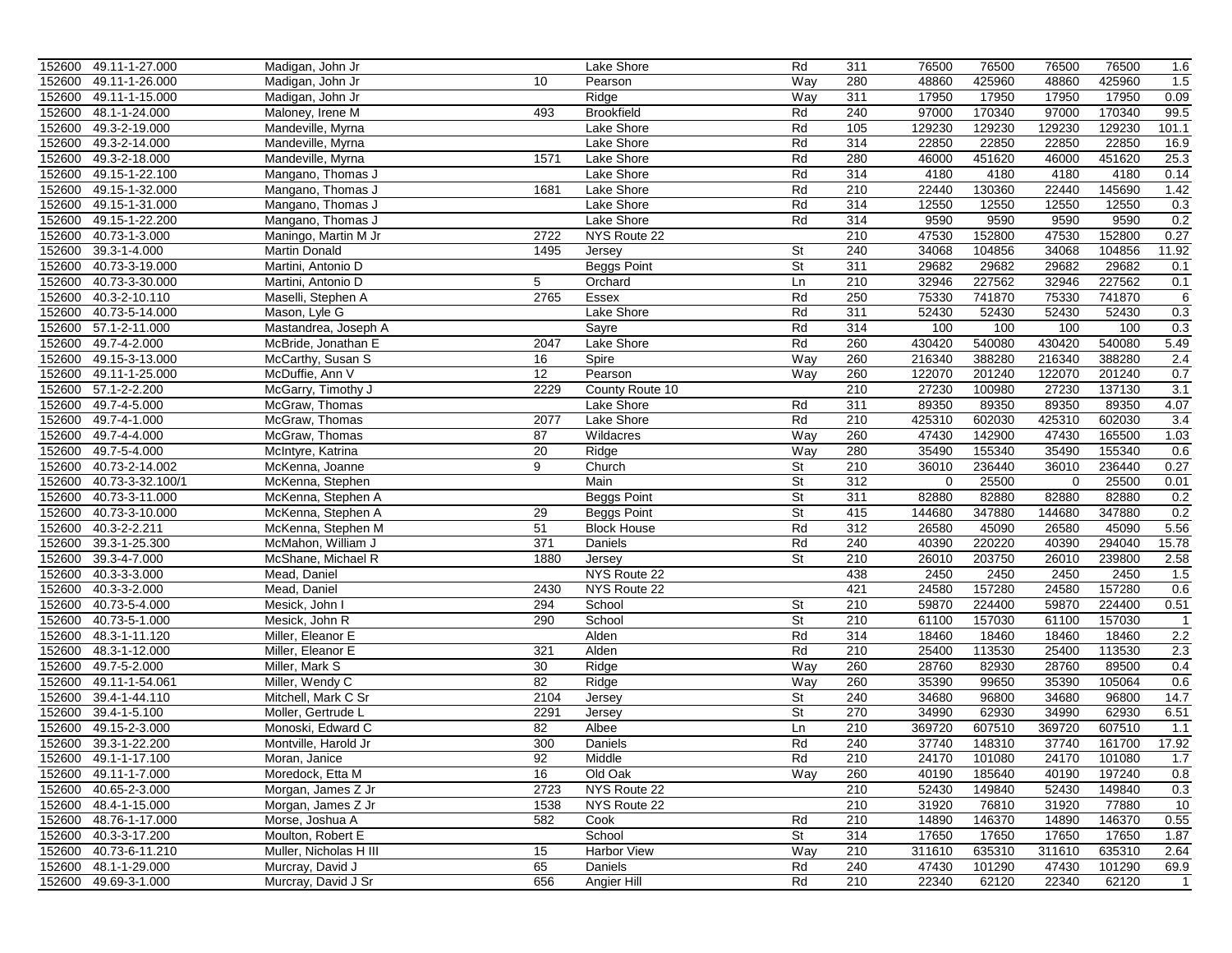| | | | | | | | | | | | |
|---|---|---|---|---|---|---|---|---|---|---|---|
| 152600 | 49.11-1-27.000 | Madigan, John Jr | | Lake Shore | Rd | 311 | 76500 | 76500 | 76500 | 76500 | 1.6 |
| 152600 | 49.11-1-26.000 | Madigan, John Jr | 10 | Pearson | Way | 280 | 48860 | 425960 | 48860 | 425960 | 1.5 |
| 152600 | 49.11-1-15.000 | Madigan, John Jr | | Ridge | Way | 311 | 17950 | 17950 | 17950 | 17950 | 0.09 |
| 152600 | 48.1-1-24.000 | Maloney, Irene M | 493 | Brookfield | Rd | 240 | 97000 | 170340 | 97000 | 170340 | 99.5 |
| 152600 | 49.3-2-19.000 | Mandeville, Myrna | | Lake Shore | Rd | 105 | 129230 | 129230 | 129230 | 129230 | 101.1 |
| 152600 | 49.3-2-14.000 | Mandeville, Myrna | | Lake Shore | Rd | 314 | 22850 | 22850 | 22850 | 22850 | 16.9 |
| 152600 | 49.3-2-18.000 | Mandeville, Myrna | 1571 | Lake Shore | Rd | 280 | 46000 | 451620 | 46000 | 451620 | 25.3 |
| 152600 | 49.15-1-22.100 | Mangano, Thomas J | | Lake Shore | Rd | 314 | 4180 | 4180 | 4180 | 4180 | 0.14 |
| 152600 | 49.15-1-32.000 | Mangano, Thomas J | 1681 | Lake Shore | Rd | 210 | 22440 | 130360 | 22440 | 145690 | 1.42 |
| 152600 | 49.15-1-31.000 | Mangano, Thomas J | | Lake Shore | Rd | 314 | 12550 | 12550 | 12550 | 12550 | 0.3 |
| 152600 | 49.15-1-22.200 | Mangano, Thomas J | | Lake Shore | Rd | 314 | 9590 | 9590 | 9590 | 9590 | 0.2 |
| 152600 | 40.73-1-3.000 | Maningo, Martin M Jr | 2722 | NYS Route 22 | | 210 | 47530 | 152800 | 47530 | 152800 | 0.27 |
| 152600 | 39.3-1-4.000 | Martin Donald | 1495 | Jersey | St | 240 | 34068 | 104856 | 34068 | 104856 | 11.92 |
| 152600 | 40.73-3-19.000 | Martini, Antonio D | | Beggs Point | St | 311 | 29682 | 29682 | 29682 | 29682 | 0.1 |
| 152600 | 40.73-3-30.000 | Martini, Antonio D | 5 | Orchard | Ln | 210 | 32946 | 227562 | 32946 | 227562 | 0.1 |
| 152600 | 40.3-2-10.110 | Maselli, Stephen A | 2765 | Essex | Rd | 250 | 75330 | 741870 | 75330 | 741870 | 6 |
| 152600 | 40.73-5-14.000 | Mason, Lyle G | | Lake Shore | Rd | 311 | 52430 | 52430 | 52430 | 52430 | 0.3 |
| 152600 | 57.1-2-11.000 | Mastandrea, Joseph A | | Sayre | Rd | 314 | 100 | 100 | 100 | 100 | 0.3 |
| 152600 | 49.7-4-2.000 | McBride, Jonathan E | 2047 | Lake Shore | Rd | 260 | 430420 | 540080 | 430420 | 540080 | 5.49 |
| 152600 | 49.15-3-13.000 | McCarthy, Susan S | 16 | Spire | Way | 260 | 216340 | 388280 | 216340 | 388280 | 2.4 |
| 152600 | 49.11-1-25.000 | McDuffie, Ann V | 12 | Pearson | Way | 260 | 122070 | 201240 | 122070 | 201240 | 0.7 |
| 152600 | 57.1-2-2.200 | McGarry, Timothy J | 2229 | County Route 10 | | 210 | 27230 | 100980 | 27230 | 137130 | 3.1 |
| 152600 | 49.7-4-5.000 | McGraw, Thomas | | Lake Shore | Rd | 311 | 89350 | 89350 | 89350 | 89350 | 4.07 |
| 152600 | 49.7-4-1.000 | McGraw, Thomas | 2077 | Lake Shore | Rd | 210 | 425310 | 602030 | 425310 | 602030 | 3.4 |
| 152600 | 49.7-4-4.000 | McGraw, Thomas | 87 | Wildacres | Way | 260 | 47430 | 142900 | 47430 | 165500 | 1.03 |
| 152600 | 49.7-5-4.000 | McIntyre, Katrina | 20 | Ridge | Way | 280 | 35490 | 155340 | 35490 | 155340 | 0.6 |
| 152600 | 40.73-2-14.002 | McKenna, Joanne | 9 | Church | St | 210 | 36010 | 236440 | 36010 | 236440 | 0.27 |
| 152600 | 40.73-3-32.100/1 | McKenna, Stephen | | Main | St | 312 | 0 | 25500 | 0 | 25500 | 0.01 |
| 152600 | 40.73-3-11.000 | McKenna, Stephen A | | Beggs Point | St | 311 | 82880 | 82880 | 82880 | 82880 | 0.2 |
| 152600 | 40.73-3-10.000 | McKenna, Stephen A | 29 | Beggs Point | St | 415 | 144680 | 347880 | 144680 | 347880 | 0.2 |
| 152600 | 40.3-2-2.211 | McKenna, Stephen M | 51 | Block House | Rd | 312 | 26580 | 45090 | 26580 | 45090 | 5.56 |
| 152600 | 39.3-1-25.300 | McMahon, William J | 371 | Daniels | Rd | 240 | 40390 | 220220 | 40390 | 294040 | 15.78 |
| 152600 | 39.3-4-7.000 | McShane, Michael R | 1880 | Jersey | St | 210 | 26010 | 203750 | 26010 | 239800 | 2.58 |
| 152600 | 40.3-3-3.000 | Mead, Daniel | | NYS Route 22 | | 438 | 2450 | 2450 | 2450 | 2450 | 1.5 |
| 152600 | 40.3-3-2.000 | Mead, Daniel | 2430 | NYS Route 22 | | 421 | 24580 | 157280 | 24580 | 157280 | 0.6 |
| 152600 | 40.73-5-4.000 | Mesick, John I | 294 | School | St | 210 | 59870 | 224400 | 59870 | 224400 | 0.51 |
| 152600 | 40.73-5-1.000 | Mesick, John R | 290 | School | St | 210 | 61100 | 157030 | 61100 | 157030 | 1 |
| 152600 | 48.3-1-11.120 | Miller, Eleanor E | | Alden | Rd | 314 | 18460 | 18460 | 18460 | 18460 | 2.2 |
| 152600 | 48.3-1-12.000 | Miller, Eleanor E | 321 | Alden | Rd | 210 | 25400 | 113530 | 25400 | 113530 | 2.3 |
| 152600 | 49.7-5-2.000 | Miller, Mark S | 30 | Ridge | Way | 260 | 28760 | 82930 | 28760 | 89500 | 0.4 |
| 152600 | 49.11-1-54.061 | Miller, Wendy C | 82 | Ridge | Way | 260 | 35390 | 99650 | 35390 | 105064 | 0.6 |
| 152600 | 39.4-1-44.110 | Mitchell, Mark C Sr | 2104 | Jersey | St | 240 | 34680 | 96800 | 34680 | 96800 | 14.7 |
| 152600 | 39.4-1-5.100 | Moller, Gertrude L | 2291 | Jersey | St | 270 | 34990 | 62930 | 34990 | 62930 | 6.51 |
| 152600 | 49.15-2-3.000 | Monoski, Edward C | 82 | Albee | Ln | 210 | 369720 | 607510 | 369720 | 607510 | 1.1 |
| 152600 | 39.3-1-22.200 | Montville, Harold Jr | 300 | Daniels | Rd | 240 | 37740 | 148310 | 37740 | 161700 | 17.92 |
| 152600 | 49.1-1-17.100 | Moran, Janice | 92 | Middle | Rd | 210 | 24170 | 101080 | 24170 | 101080 | 1.7 |
| 152600 | 49.11-1-7.000 | Moredock, Etta M | 16 | Old Oak | Way | 260 | 40190 | 185640 | 40190 | 197240 | 0.8 |
| 152600 | 40.65-2-3.000 | Morgan, James Z Jr | 2723 | NYS Route 22 | | 210 | 52430 | 149840 | 52430 | 149840 | 0.3 |
| 152600 | 48.4-1-15.000 | Morgan, James Z Jr | 1538 | NYS Route 22 | | 210 | 31920 | 76810 | 31920 | 77880 | 10 |
| 152600 | 48.76-1-17.000 | Morse, Joshua A | 582 | Cook | Rd | 210 | 14890 | 146370 | 14890 | 146370 | 0.55 |
| 152600 | 40.3-3-17.200 | Moulton, Robert E | | School | St | 314 | 17650 | 17650 | 17650 | 17650 | 1.87 |
| 152600 | 40.73-6-11.210 | Muller, Nicholas H III | 15 | Harbor View | Way | 210 | 311610 | 635310 | 311610 | 635310 | 2.64 |
| 152600 | 48.1-1-29.000 | Murcray, David J | 65 | Daniels | Rd | 240 | 47430 | 101290 | 47430 | 101290 | 69.9 |
| 152600 | 49.69-3-1.000 | Murcray, David J Sr | 656 | Angier Hill | Rd | 210 | 22340 | 62120 | 22340 | 62120 | 1 |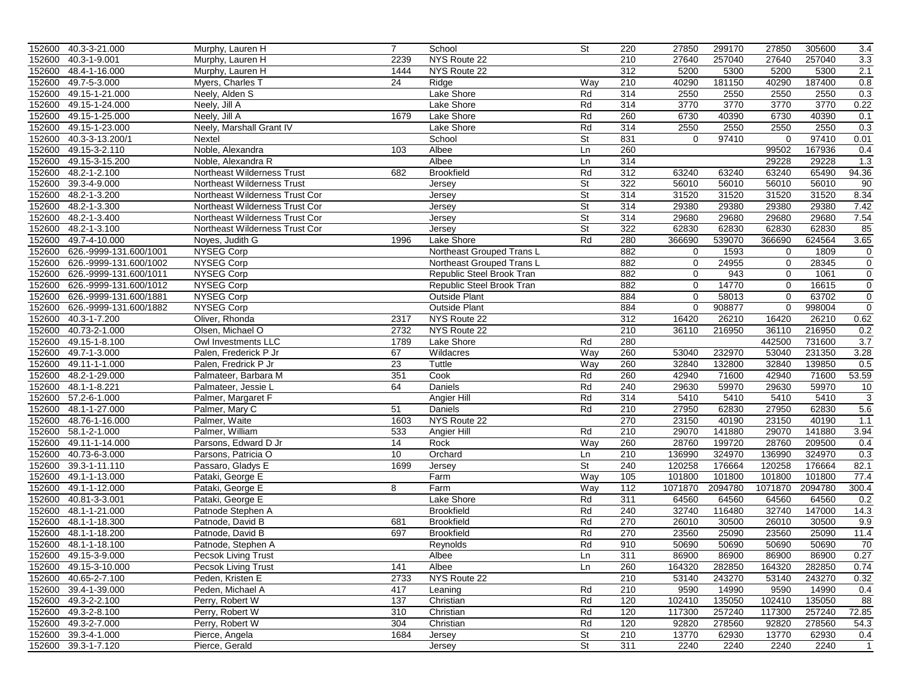| | | | | | | | | | | | |
|---|---|---|---|---|---|---|---|---|---|---|---|
| 152600 | 40.3-3-21.000 | Murphy, Lauren H | 7 | School | St | 220 | 27850 | 299170 | 27850 | 305600 | 3.4 |
| 152600 | 40.3-1-9.001 | Murphy, Lauren H | 2239 | NYS Route 22 | | 210 | 27640 | 257040 | 27640 | 257040 | 3.3 |
| 152600 | 48.4-1-16.000 | Murphy, Lauren H | 1444 | NYS Route 22 | | 312 | 5200 | 5300 | 5200 | 5300 | 2.1 |
| 152600 | 49.7-5-3.000 | Myers, Charles T | 24 | Ridge | Way | 210 | 40290 | 181150 | 40290 | 187400 | 0.8 |
| 152600 | 49.15-1-21.000 | Neely, Alden S | | Lake Shore | Rd | 314 | 2550 | 2550 | 2550 | 2550 | 0.3 |
| 152600 | 49.15-1-24.000 | Neely, Jill A | | Lake Shore | Rd | 314 | 3770 | 3770 | 3770 | 3770 | 0.22 |
| 152600 | 49.15-1-25.000 | Neely, Jill A | 1679 | Lake Shore | Rd | 260 | 6730 | 40390 | 6730 | 40390 | 0.1 |
| 152600 | 49.15-1-23.000 | Neely, Marshall Grant IV | | Lake Shore | Rd | 314 | 2550 | 2550 | 2550 | 2550 | 0.3 |
| 152600 | 40.3-3-13.200/1 | Nextel | | School | St | 831 | 0 | 97410 | 0 | 97410 | 0.01 |
| 152600 | 49.15-3-2.110 | Noble, Alexandra | 103 | Albee | Ln | 260 | | | 99502 | 167936 | 0.4 |
| 152600 | 49.15-3-15.200 | Noble, Alexandra R | | Albee | Ln | 314 | | | 29228 | 29228 | 1.3 |
| 152600 | 48.2-1-2.100 | Northeast Wilderness Trust | 682 | Brookfield | Rd | 312 | 63240 | 63240 | 63240 | 65490 | 94.36 |
| 152600 | 39.3-4-9.000 | Northeast Wilderness Trust | | Jersey | St | 322 | 56010 | 56010 | 56010 | 56010 | 90 |
| 152600 | 48.2-1-3.200 | Northeast Wilderness Trust Cor | | Jersey | St | 314 | 31520 | 31520 | 31520 | 31520 | 8.34 |
| 152600 | 48.2-1-3.300 | Northeast Wilderness Trust Cor | | Jersey | St | 314 | 29380 | 29380 | 29380 | 29380 | 7.42 |
| 152600 | 48.2-1-3.400 | Northeast Wilderness Trust Cor | | Jersey | St | 314 | 29680 | 29680 | 29680 | 29680 | 7.54 |
| 152600 | 48.2-1-3.100 | Northeast Wilderness Trust Cor | | Jersey | St | 322 | 62830 | 62830 | 62830 | 62830 | 85 |
| 152600 | 49.7-4-10.000 | Noyes, Judith G | 1996 | Lake Shore | Rd | 280 | 366690 | 539070 | 366690 | 624564 | 3.65 |
| 152600 | 626.-9999-131.600/1001 | NYSEG Corp | | Northeast Grouped Trans L | | 882 | 0 | 1593 | 0 | 1809 | 0 |
| 152600 | 626.-9999-131.600/1002 | NYSEG Corp | | Northeast Grouped Trans L | | 882 | 0 | 24955 | 0 | 28345 | 0 |
| 152600 | 626.-9999-131.600/1011 | NYSEG Corp | | Republic Steel Brook Tran | | 882 | 0 | 943 | 0 | 1061 | 0 |
| 152600 | 626.-9999-131.600/1012 | NYSEG Corp | | Republic Steel Brook Tran | | 882 | 0 | 14770 | 0 | 16615 | 0 |
| 152600 | 626.-9999-131.600/1881 | NYSEG Corp | | Outside Plant | | 884 | 0 | 58013 | 0 | 63702 | 0 |
| 152600 | 626.-9999-131.600/1882 | NYSEG Corp | | Outside Plant | | 884 | 0 | 908877 | 0 | 998004 | 0 |
| 152600 | 40.3-1-7.200 | Oliver, Rhonda | 2317 | NYS Route 22 | | 312 | 16420 | 26210 | 16420 | 26210 | 0.62 |
| 152600 | 40.73-2-1.000 | Olsen, Michael O | 2732 | NYS Route 22 | | 210 | 36110 | 216950 | 36110 | 216950 | 0.2 |
| 152600 | 49.15-1-8.100 | Owl Investments LLC | 1789 | Lake Shore | Rd | 280 | | | 442500 | 731600 | 3.7 |
| 152600 | 49.7-1-3.000 | Palen, Frederick P Jr | 67 | Wildacres | Way | 260 | 53040 | 232970 | 53040 | 231350 | 3.28 |
| 152600 | 49.11-1-1.000 | Palen, Fredrick P Jr | 23 | Tuttle | Way | 260 | 32840 | 132800 | 32840 | 139850 | 0.5 |
| 152600 | 48.2-1-29.000 | Palmateer, Barbara M | 351 | Cook | Rd | 260 | 42940 | 71600 | 42940 | 71600 | 53.59 |
| 152600 | 48.1-1-8.221 | Palmateer, Jessie L | 64 | Daniels | Rd | 240 | 29630 | 59970 | 29630 | 59970 | 10 |
| 152600 | 57.2-6-1.000 | Palmer, Margaret F | | Angier Hill | Rd | 314 | 5410 | 5410 | 5410 | 5410 | 3 |
| 152600 | 48.1-1-27.000 | Palmer, Mary C | 51 | Daniels | Rd | 210 | 27950 | 62830 | 27950 | 62830 | 5.6 |
| 152600 | 48.76-1-16.000 | Palmer, Waite | 1603 | NYS Route 22 | | 270 | 23150 | 40190 | 23150 | 40190 | 1.1 |
| 152600 | 58.1-2-1.000 | Palmer, William | 533 | Angier Hill | Rd | 210 | 29070 | 141880 | 29070 | 141880 | 3.94 |
| 152600 | 49.11-1-14.000 | Parsons, Edward D Jr | 14 | Rock | Way | 260 | 28760 | 199720 | 28760 | 209500 | 0.4 |
| 152600 | 40.73-6-3.000 | Parsons, Patricia O | 10 | Orchard | Ln | 210 | 136990 | 324970 | 136990 | 324970 | 0.3 |
| 152600 | 39.3-1-11.110 | Passaro, Gladys E | 1699 | Jersey | St | 240 | 120258 | 176664 | 120258 | 176664 | 82.1 |
| 152600 | 49.1-1-13.000 | Pataki, George E | | Farm | Way | 105 | 101800 | 101800 | 101800 | 101800 | 77.4 |
| 152600 | 49.1-1-12.000 | Pataki, George E | 8 | Farm | Way | 112 | 1071870 | 2094780 | 1071870 | 2094780 | 300.4 |
| 152600 | 40.81-3-3.001 | Pataki, George E | | Lake Shore | Rd | 311 | 64560 | 64560 | 64560 | 64560 | 0.2 |
| 152600 | 48.1-1-21.000 | Patnode Stephen A | | Brookfield | Rd | 240 | 32740 | 116480 | 32740 | 147000 | 14.3 |
| 152600 | 48.1-1-18.300 | Patnode, David B | 681 | Brookfield | Rd | 270 | 26010 | 30500 | 26010 | 30500 | 9.9 |
| 152600 | 48.1-1-18.200 | Patnode, David B | 697 | Brookfield | Rd | 270 | 23560 | 25090 | 23560 | 25090 | 11.4 |
| 152600 | 48.1-1-18.100 | Patnode, Stephen A | | Reynolds | Rd | 910 | 50690 | 50690 | 50690 | 50690 | 70 |
| 152600 | 49.15-3-9.000 | Pecsok Living Trust | | Albee | Ln | 311 | 86900 | 86900 | 86900 | 86900 | 0.27 |
| 152600 | 49.15-3-10.000 | Pecsok Living Trust | 141 | Albee | Ln | 260 | 164320 | 282850 | 164320 | 282850 | 0.74 |
| 152600 | 40.65-2-7.100 | Peden, Kristen E | 2733 | NYS Route 22 | | 210 | 53140 | 243270 | 53140 | 243270 | 0.32 |
| 152600 | 39.4-1-39.000 | Peden, Michael A | 417 | Leaning | Rd | 210 | 9590 | 14990 | 9590 | 14990 | 0.4 |
| 152600 | 49.3-2-2.100 | Perry, Robert W | 137 | Christian | Rd | 120 | 102410 | 135050 | 102410 | 135050 | 88 |
| 152600 | 49.3-2-8.100 | Perry, Robert W | 310 | Christian | Rd | 120 | 117300 | 257240 | 117300 | 257240 | 72.85 |
| 152600 | 49.3-2-7.000 | Perry, Robert W | 304 | Christian | Rd | 120 | 92820 | 278560 | 92820 | 278560 | 54.3 |
| 152600 | 39.3-4-1.000 | Pierce, Angela | 1684 | Jersey | St | 210 | 13770 | 62930 | 13770 | 62930 | 0.4 |
| 152600 | 39.3-1-7.120 | Pierce, Gerald | | Jersey | St | 311 | 2240 | 2240 | 2240 | 2240 | 1 |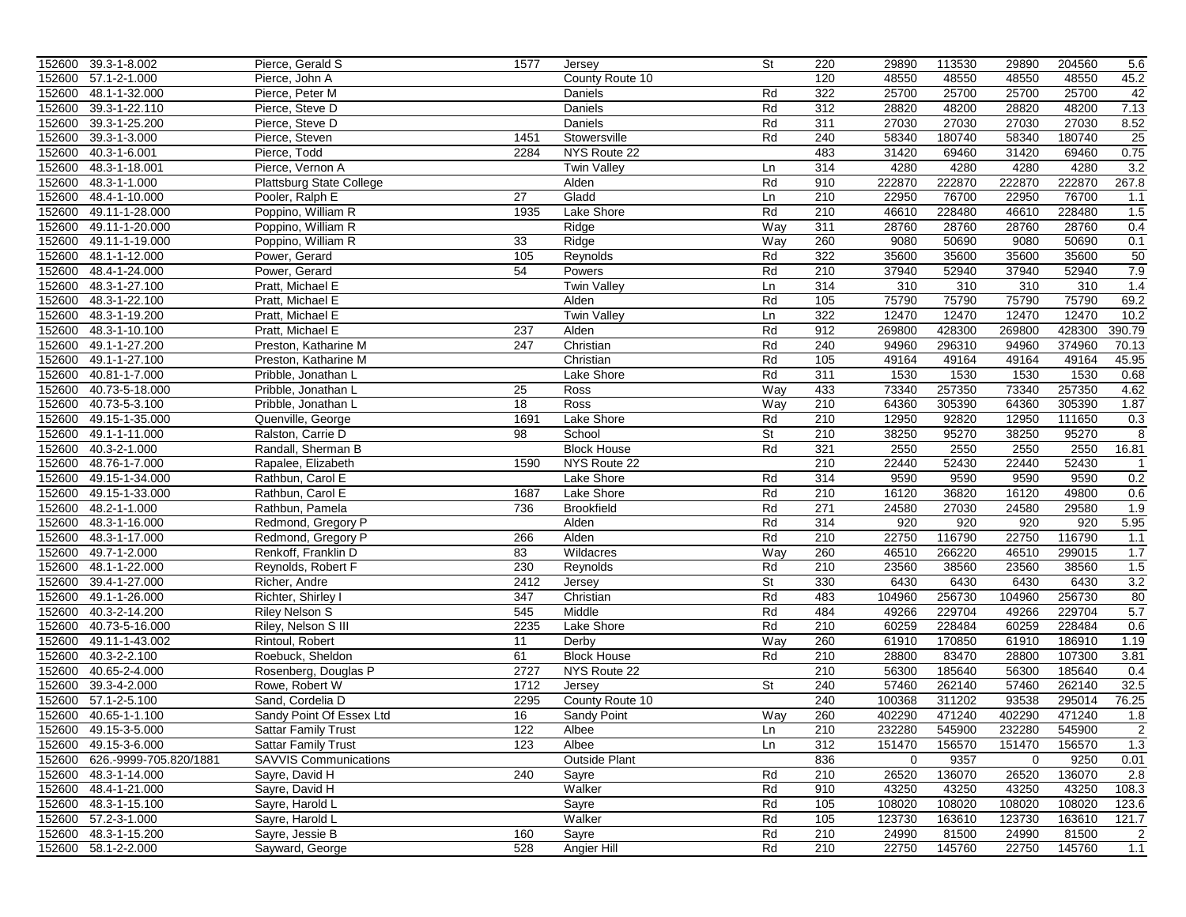| | | | | | | | | | | | | |
|---|---|---|---|---|---|---|---|---|---|---|---|---|
| 152600 | 39.3-1-8.002 | Pierce, Gerald S | 1577 | Jersey | St | 220 | 29890 | 113530 | 29890 | 204560 | 5.6 |
| 152600 | 57.1-2-1.000 | Pierce, John A | | County Route 10 | | 120 | 48550 | 48550 | 48550 | 48550 | 45.2 |
| 152600 | 48.1-1-32.000 | Pierce, Peter M | | Daniels | Rd | 322 | 25700 | 25700 | 25700 | 25700 | 42 |
| 152600 | 39.3-1-22.110 | Pierce, Steve D | | Daniels | Rd | 312 | 28820 | 48200 | 28820 | 48200 | 7.13 |
| 152600 | 39.3-1-25.200 | Pierce, Steve D | | Daniels | Rd | 311 | 27030 | 27030 | 27030 | 27030 | 8.52 |
| 152600 | 39.3-1-3.000 | Pierce, Steven | 1451 | Stowersville | Rd | 240 | 58340 | 180740 | 58340 | 180740 | 25 |
| 152600 | 40.3-1-6.001 | Pierce, Todd | 2284 | NYS Route 22 | | 483 | 31420 | 69460 | 31420 | 69460 | 0.75 |
| 152600 | 48.3-1-18.001 | Pierce, Vernon A | | Twin Valley | Ln | 314 | 4280 | 4280 | 4280 | 4280 | 3.2 |
| 152600 | 48.3-1-1.000 | Plattsburg State College | | Alden | Rd | 910 | 222870 | 222870 | 222870 | 222870 | 267.8 |
| 152600 | 48.4-1-10.000 | Pooler, Ralph E | 27 | Gladd | Ln | 210 | 22950 | 76700 | 22950 | 76700 | 1.1 |
| 152600 | 49.11-1-28.000 | Poppino, William R | 1935 | Lake Shore | Rd | 210 | 46610 | 228480 | 46610 | 228480 | 1.5 |
| 152600 | 49.11-1-20.000 | Poppino, William R | | Ridge | Way | 311 | 28760 | 28760 | 28760 | 28760 | 0.4 |
| 152600 | 49.11-1-19.000 | Poppino, William R | 33 | Ridge | Way | 260 | 9080 | 50690 | 9080 | 50690 | 0.1 |
| 152600 | 48.1-1-12.000 | Power, Gerard | 105 | Reynolds | Rd | 322 | 35600 | 35600 | 35600 | 35600 | 50 |
| 152600 | 48.4-1-24.000 | Power, Gerard | 54 | Powers | Rd | 210 | 37940 | 52940 | 37940 | 52940 | 7.9 |
| 152600 | 48.3-1-27.100 | Pratt, Michael E | | Twin Valley | Ln | 314 | 310 | 310 | 310 | 310 | 1.4 |
| 152600 | 48.3-1-22.100 | Pratt, Michael E | | Alden | Rd | 105 | 75790 | 75790 | 75790 | 75790 | 69.2 |
| 152600 | 48.3-1-19.200 | Pratt, Michael E | | Twin Valley | Ln | 322 | 12470 | 12470 | 12470 | 12470 | 10.2 |
| 152600 | 48.3-1-10.100 | Pratt, Michael E | 237 | Alden | Rd | 912 | 269800 | 428300 | 269800 | 428300 | 390.79 |
| 152600 | 49.1-1-27.200 | Preston, Katharine M | 247 | Christian | Rd | 240 | 94960 | 296310 | 94960 | 374960 | 70.13 |
| 152600 | 49.1-1-27.100 | Preston, Katharine M | | Christian | Rd | 105 | 49164 | 49164 | 49164 | 49164 | 45.95 |
| 152600 | 40.81-1-7.000 | Pribble, Jonathan L | | Lake Shore | Rd | 311 | 1530 | 1530 | 1530 | 1530 | 0.68 |
| 152600 | 40.73-5-18.000 | Pribble, Jonathan L | 25 | Ross | Way | 433 | 73340 | 257350 | 73340 | 257350 | 4.62 |
| 152600 | 40.73-5-3.100 | Pribble, Jonathan L | 18 | Ross | Way | 210 | 64360 | 305390 | 64360 | 305390 | 1.87 |
| 152600 | 49.15-1-35.000 | Quenville, George | 1691 | Lake Shore | Rd | 210 | 12950 | 92820 | 12950 | 111650 | 0.3 |
| 152600 | 49.1-1-11.000 | Ralston, Carrie D | 98 | School | St | 210 | 38250 | 95270 | 38250 | 95270 | 8 |
| 152600 | 40.3-2-1.000 | Randall, Sherman B | | Block House | Rd | 321 | 2550 | 2550 | 2550 | 2550 | 16.81 |
| 152600 | 48.76-1-7.000 | Rapalee, Elizabeth | 1590 | NYS Route 22 | | 210 | 22440 | 52430 | 22440 | 52430 | 1 |
| 152600 | 49.15-1-34.000 | Rathbun, Carol E | | Lake Shore | Rd | 314 | 9590 | 9590 | 9590 | 9590 | 0.2 |
| 152600 | 49.15-1-33.000 | Rathbun, Carol E | 1687 | Lake Shore | Rd | 210 | 16120 | 36820 | 16120 | 49800 | 0.6 |
| 152600 | 48.2-1-1.000 | Rathbun, Pamela | 736 | Brookfield | Rd | 271 | 24580 | 27030 | 24580 | 29580 | 1.9 |
| 152600 | 48.3-1-16.000 | Redmond, Gregory P | | Alden | Rd | 314 | 920 | 920 | 920 | 920 | 5.95 |
| 152600 | 48.3-1-17.000 | Redmond, Gregory P | 266 | Alden | Rd | 210 | 22750 | 116790 | 22750 | 116790 | 1.1 |
| 152600 | 49.7-1-2.000 | Renkoff, Franklin D | 83 | Wildacres | Way | 260 | 46510 | 266220 | 46510 | 299015 | 1.7 |
| 152600 | 48.1-1-22.000 | Reynolds, Robert F | 230 | Reynolds | Rd | 210 | 23560 | 38560 | 23560 | 38560 | 1.5 |
| 152600 | 39.4-1-27.000 | Richer, Andre | 2412 | Jersey | St | 330 | 6430 | 6430 | 6430 | 6430 | 3.2 |
| 152600 | 49.1-1-26.000 | Richter, Shirley I | 347 | Christian | Rd | 483 | 104960 | 256730 | 104960 | 256730 | 80 |
| 152600 | 40.3-2-14.200 | Riley Nelson S | 545 | Middle | Rd | 484 | 49266 | 229704 | 49266 | 229704 | 5.7 |
| 152600 | 40.73-5-16.000 | Riley, Nelson S III | 2235 | Lake Shore | Rd | 210 | 60259 | 228484 | 60259 | 228484 | 0.6 |
| 152600 | 49.11-1-43.002 | Rintoul, Robert | 11 | Derby | Way | 260 | 61910 | 170850 | 61910 | 186910 | 1.19 |
| 152600 | 40.3-2-2.100 | Roebuck, Sheldon | 61 | Block House | Rd | 210 | 28800 | 83470 | 28800 | 107300 | 3.81 |
| 152600 | 40.65-2-4.000 | Rosenberg, Douglas P | 2727 | NYS Route 22 | | 210 | 56300 | 185640 | 56300 | 185640 | 0.4 |
| 152600 | 39.3-4-2.000 | Rowe, Robert W | 1712 | Jersey | St | 240 | 57460 | 262140 | 57460 | 262140 | 32.5 |
| 152600 | 57.1-2-5.100 | Sand, Cordelia D | 2295 | County Route 10 | | 240 | 100368 | 311202 | 93538 | 295014 | 76.25 |
| 152600 | 40.65-1-1.100 | Sandy Point Of Essex Ltd | 16 | Sandy Point | Way | 260 | 402290 | 471240 | 402290 | 471240 | 1.8 |
| 152600 | 49.15-3-5.000 | Sattar Family Trust | 122 | Albee | Ln | 210 | 232280 | 545900 | 232280 | 545900 | 2 |
| 152600 | 49.15-3-6.000 | Sattar Family Trust | 123 | Albee | Ln | 312 | 151470 | 156570 | 151470 | 156570 | 1.3 |
| 152600 | 626.-9999-705.820/1881 | SAVVIS Communications | | Outside Plant | | 836 | 0 | 9357 | 0 | 9250 | 0.01 |
| 152600 | 48.3-1-14.000 | Sayre, David H | 240 | Sayre | Rd | 210 | 26520 | 136070 | 26520 | 136070 | 2.8 |
| 152600 | 48.4-1-21.000 | Sayre, David H | | Walker | Rd | 910 | 43250 | 43250 | 43250 | 43250 | 108.3 |
| 152600 | 48.3-1-15.100 | Sayre, Harold L | | Sayre | Rd | 105 | 108020 | 108020 | 108020 | 108020 | 123.6 |
| 152600 | 57.2-3-1.000 | Sayre, Harold L | | Walker | Rd | 105 | 123730 | 163610 | 123730 | 163610 | 121.7 |
| 152600 | 48.3-1-15.200 | Sayre, Jessie B | 160 | Sayre | Rd | 210 | 24990 | 81500 | 24990 | 81500 | 2 |
| 152600 | 58.1-2-2.000 | Sayward, George | 528 | Angier Hill | Rd | 210 | 22750 | 145760 | 22750 | 145760 | 1.1 |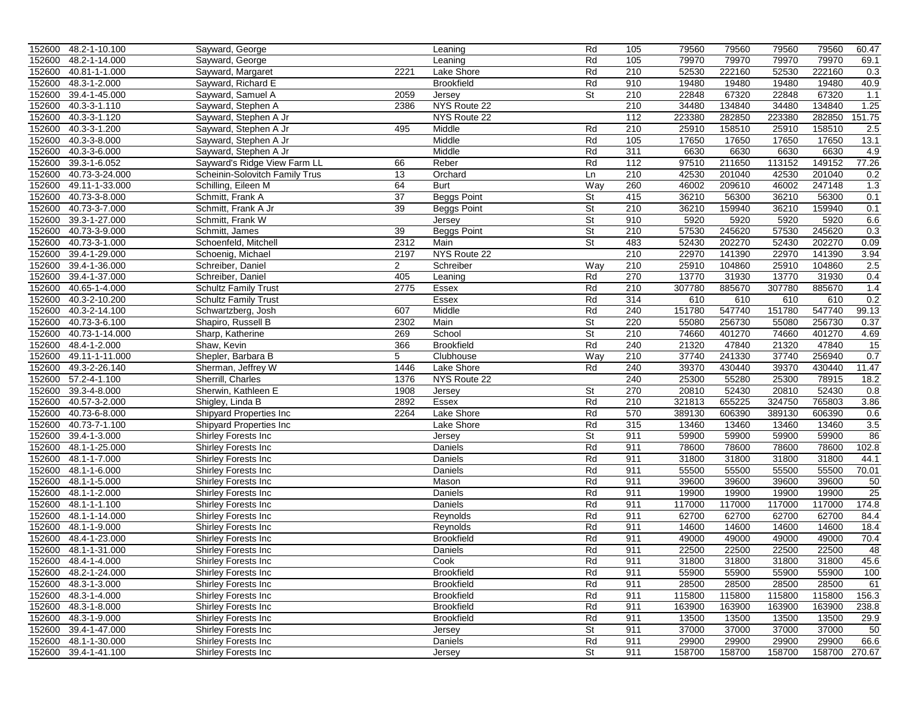| | | | | | | | | | | | |
|---|---|---|---|---|---|---|---|---|---|---|---|
| 152600 | 48.2-1-10.100 | Sayward, George | | Leaning | Rd | 105 | 79560 | 79560 | 79560 | 79560 | 60.47 |
| 152600 | 48.2-1-14.000 | Sayward, George | | Leaning | Rd | 105 | 79970 | 79970 | 79970 | 79970 | 69.1 |
| 152600 | 40.81-1-1.000 | Sayward, Margaret | 2221 | Lake Shore | Rd | 210 | 52530 | 222160 | 52530 | 222160 | 0.3 |
| 152600 | 48.3-1-2.000 | Sayward, Richard E | | Brookfield | Rd | 910 | 19480 | 19480 | 19480 | 19480 | 40.9 |
| 152600 | 39.4-1-45.000 | Sayward, Samuel A | 2059 | Jersey | St | 210 | 22848 | 67320 | 22848 | 67320 | 1.1 |
| 152600 | 40.3-3-1.110 | Sayward, Stephen A | 2386 | NYS Route 22 | | 210 | 34480 | 134840 | 34480 | 134840 | 1.25 |
| 152600 | 40.3-3-1.120 | Sayward, Stephen A Jr | | NYS Route 22 | | 112 | 223380 | 282850 | 223380 | 282850 | 151.75 |
| 152600 | 40.3-3-1.200 | Sayward, Stephen A Jr | 495 | Middle | Rd | 210 | 25910 | 158510 | 25910 | 158510 | 2.5 |
| 152600 | 40.3-3-8.000 | Sayward, Stephen A Jr | | Middle | Rd | 105 | 17650 | 17650 | 17650 | 17650 | 13.1 |
| 152600 | 40.3-3-6.000 | Sayward, Stephen A Jr | | Middle | Rd | 311 | 6630 | 6630 | 6630 | 6630 | 4.9 |
| 152600 | 39.3-1-6.052 | Sayward's Ridge View Farm LL | 66 | Reber | Rd | 112 | 97510 | 211650 | 113152 | 149152 | 77.26 |
| 152600 | 40.73-3-24.000 | Scheinin-Solovitch Family Trus | 13 | Orchard | Ln | 210 | 42530 | 201040 | 42530 | 201040 | 0.2 |
| 152600 | 49.11-1-33.000 | Schilling, Eileen M | 64 | Burt | Way | 260 | 46002 | 209610 | 46002 | 247148 | 1.3 |
| 152600 | 40.73-3-8.000 | Schmitt, Frank A | 37 | Beggs Point | St | 415 | 36210 | 56300 | 36210 | 56300 | 0.1 |
| 152600 | 40.73-3-7.000 | Schmitt, Frank A Jr | 39 | Beggs Point | St | 210 | 36210 | 159940 | 36210 | 159940 | 0.1 |
| 152600 | 39.3-1-27.000 | Schmitt, Frank W | | Jersey | St | 910 | 5920 | 5920 | 5920 | 5920 | 6.6 |
| 152600 | 40.73-3-9.000 | Schmitt, James | 39 | Beggs Point | St | 210 | 57530 | 245620 | 57530 | 245620 | 0.3 |
| 152600 | 40.73-3-1.000 | Schoenfeld, Mitchell | 2312 | Main | St | 483 | 52430 | 202270 | 52430 | 202270 | 0.09 |
| 152600 | 39.4-1-29.000 | Schoenig, Michael | 2197 | NYS Route 22 | | 210 | 22970 | 141390 | 22970 | 141390 | 3.94 |
| 152600 | 39.4-1-36.000 | Schreiber, Daniel | 2 | Schreiber | Way | 210 | 25910 | 104860 | 25910 | 104860 | 2.5 |
| 152600 | 39.4-1-37.000 | Schreiber, Daniel | 405 | Leaning | Rd | 270 | 13770 | 31930 | 13770 | 31930 | 0.4 |
| 152600 | 40.65-1-4.000 | Schultz Family Trust | 2775 | Essex | Rd | 210 | 307780 | 885670 | 307780 | 885670 | 1.4 |
| 152600 | 40.3-2-10.200 | Schultz Family Trust | | Essex | Rd | 314 | 610 | 610 | 610 | 610 | 0.2 |
| 152600 | 40.3-2-14.100 | Schwartzberg, Josh | 607 | Middle | Rd | 240 | 151780 | 547740 | 151780 | 547740 | 99.13 |
| 152600 | 40.73-3-6.100 | Shapiro, Russell B | 2302 | Main | St | 220 | 55080 | 256730 | 55080 | 256730 | 0.37 |
| 152600 | 40.73-1-14.000 | Sharp, Katherine | 269 | School | St | 210 | 74660 | 401270 | 74660 | 401270 | 4.69 |
| 152600 | 48.4-1-2.000 | Shaw, Kevin | 366 | Brookfield | Rd | 240 | 21320 | 47840 | 21320 | 47840 | 15 |
| 152600 | 49.11-1-11.000 | Shepler, Barbara B | 5 | Clubhouse | Way | 210 | 37740 | 241330 | 37740 | 256940 | 0.7 |
| 152600 | 49.3-2-26.140 | Sherman, Jeffrey W | 1446 | Lake Shore | Rd | 240 | 39370 | 430440 | 39370 | 430440 | 11.47 |
| 152600 | 57.2-4-1.100 | Sherrill, Charles | 1376 | NYS Route 22 | | 240 | 25300 | 55280 | 25300 | 78915 | 18.2 |
| 152600 | 39.3-4-8.000 | Sherwin, Kathleen E | 1908 | Jersey | St | 270 | 20810 | 52430 | 20810 | 52430 | 0.8 |
| 152600 | 40.57-3-2.000 | Shigley, Linda B | 2892 | Essex | Rd | 210 | 321813 | 655225 | 324750 | 765803 | 3.86 |
| 152600 | 40.73-6-8.000 | Shipyard Properties Inc | 2264 | Lake Shore | Rd | 570 | 389130 | 606390 | 389130 | 606390 | 0.6 |
| 152600 | 40.73-7-1.100 | Shipyard Properties Inc | | Lake Shore | Rd | 315 | 13460 | 13460 | 13460 | 13460 | 3.5 |
| 152600 | 39.4-1-3.000 | Shirley Forests Inc | | Jersey | St | 911 | 59900 | 59900 | 59900 | 59900 | 86 |
| 152600 | 48.1-1-25.000 | Shirley Forests Inc | | Daniels | Rd | 911 | 78600 | 78600 | 78600 | 78600 | 102.8 |
| 152600 | 48.1-1-7.000 | Shirley Forests Inc | | Daniels | Rd | 911 | 31800 | 31800 | 31800 | 31800 | 44.1 |
| 152600 | 48.1-1-6.000 | Shirley Forests Inc | | Daniels | Rd | 911 | 55500 | 55500 | 55500 | 55500 | 70.01 |
| 152600 | 48.1-1-5.000 | Shirley Forests Inc | | Mason | Rd | 911 | 39600 | 39600 | 39600 | 39600 | 50 |
| 152600 | 48.1-1-2.000 | Shirley Forests Inc | | Daniels | Rd | 911 | 19900 | 19900 | 19900 | 19900 | 25 |
| 152600 | 48.1-1-1.100 | Shirley Forests Inc | | Daniels | Rd | 911 | 117000 | 117000 | 117000 | 117000 | 174.8 |
| 152600 | 48.1-1-14.000 | Shirley Forests Inc | | Reynolds | Rd | 911 | 62700 | 62700 | 62700 | 62700 | 84.4 |
| 152600 | 48.1-1-9.000 | Shirley Forests Inc | | Reynolds | Rd | 911 | 14600 | 14600 | 14600 | 14600 | 18.4 |
| 152600 | 48.4-1-23.000 | Shirley Forests Inc | | Brookfield | Rd | 911 | 49000 | 49000 | 49000 | 49000 | 70.4 |
| 152600 | 48.1-1-31.000 | Shirley Forests Inc | | Daniels | Rd | 911 | 22500 | 22500 | 22500 | 22500 | 48 |
| 152600 | 48.4-1-4.000 | Shirley Forests Inc | | Cook | Rd | 911 | 31800 | 31800 | 31800 | 31800 | 45.6 |
| 152600 | 48.2-1-24.000 | Shirley Forests Inc | | Brookfield | Rd | 911 | 55900 | 55900 | 55900 | 55900 | 100 |
| 152600 | 48.3-1-3.000 | Shirley Forests Inc | | Brookfield | Rd | 911 | 28500 | 28500 | 28500 | 28500 | 61 |
| 152600 | 48.3-1-4.000 | Shirley Forests Inc | | Brookfield | Rd | 911 | 115800 | 115800 | 115800 | 115800 | 156.3 |
| 152600 | 48.3-1-8.000 | Shirley Forests Inc | | Brookfield | Rd | 911 | 163900 | 163900 | 163900 | 163900 | 238.8 |
| 152600 | 48.3-1-9.000 | Shirley Forests Inc | | Brookfield | Rd | 911 | 13500 | 13500 | 13500 | 13500 | 29.9 |
| 152600 | 39.4-1-47.000 | Shirley Forests Inc | | Jersey | St | 911 | 37000 | 37000 | 37000 | 37000 | 50 |
| 152600 | 48.1-1-30.000 | Shirley Forests Inc | | Daniels | Rd | 911 | 29900 | 29900 | 29900 | 29900 | 66.6 |
| 152600 | 39.4-1-41.100 | Shirley Forests Inc | | Jersey | St | 911 | 158700 | 158700 | 158700 | 158700 | 270.67 |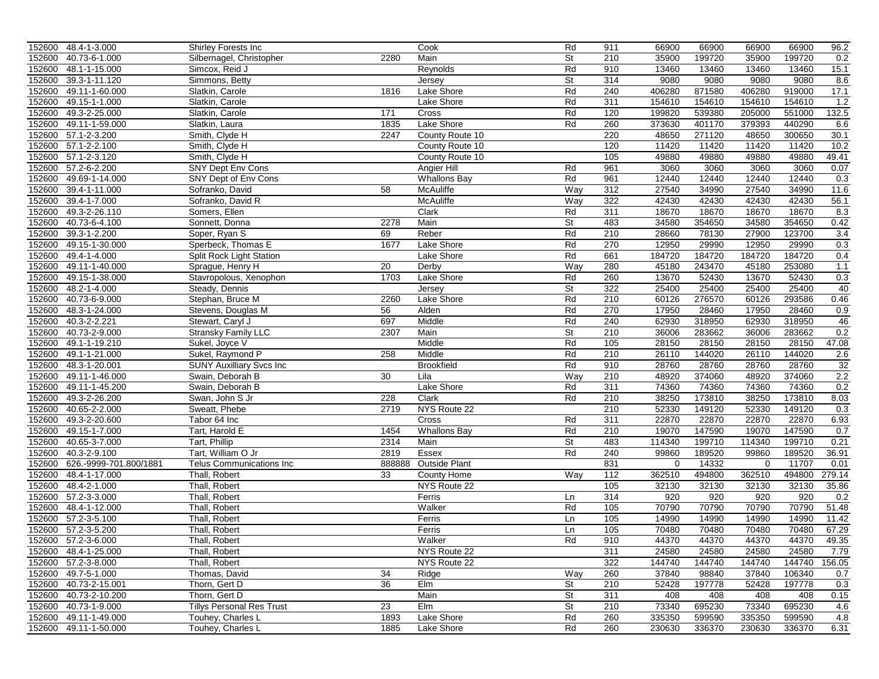| | | | | | | | | | | | |
|---|---|---|---|---|---|---|---|---|---|---|---|
| 152600 | 48.4-1-3.000 | Shirley Forests Inc | | Cook | Rd | 911 | 66900 | 66900 | 66900 | 66900 | 96.2 |
| 152600 | 40.73-6-1.000 | Silbernagel, Christopher | 2280 | Main | St | 210 | 35900 | 199720 | 35900 | 199720 | 0.2 |
| 152600 | 48.1-1-15.000 | Simcox, Reid J | | Reynolds | Rd | 910 | 13460 | 13460 | 13460 | 13460 | 15.1 |
| 152600 | 39.3-1-11.120 | Simmons, Betty | | Jersey | St | 314 | 9080 | 9080 | 9080 | 9080 | 8.6 |
| 152600 | 49.11-1-60.000 | Slatkin, Carole | 1816 | Lake Shore | Rd | 240 | 406280 | 871580 | 406280 | 919000 | 17.1 |
| 152600 | 49.15-1-1.000 | Slatkin, Carole | | Lake Shore | Rd | 311 | 154610 | 154610 | 154610 | 154610 | 1.2 |
| 152600 | 49.3-2-25.000 | Slatkin, Carole | 171 | Cross | Rd | 120 | 199820 | 539380 | 205000 | 551000 | 132.5 |
| 152600 | 49.11-1-59.000 | Slatkin, Laura | 1835 | Lake Shore | Rd | 260 | 373630 | 401170 | 379393 | 440290 | 6.6 |
| 152600 | 57.1-2-3.200 | Smith, Clyde H | 2247 | County Route 10 | | 220 | 48650 | 271120 | 48650 | 300650 | 30.1 |
| 152600 | 57.1-2-2.100 | Smith, Clyde H | | County Route 10 | | 120 | 11420 | 11420 | 11420 | 11420 | 10.2 |
| 152600 | 57.1-2-3.120 | Smith, Clyde H | | County Route 10 | | 105 | 49880 | 49880 | 49880 | 49880 | 49.41 |
| 152600 | 57.2-6-2.200 | SNY Dept Env Cons | | Angier Hill | Rd | 961 | 3060 | 3060 | 3060 | 3060 | 0.07 |
| 152600 | 49.69-1-14.000 | SNY Dept of Env Cons | | Whallons Bay | Rd | 961 | 12440 | 12440 | 12440 | 12440 | 0.3 |
| 152600 | 39.4-1-11.000 | Sofranko, David | 58 | McAuliffe | Way | 312 | 27540 | 34990 | 27540 | 34990 | 11.6 |
| 152600 | 39.4-1-7.000 | Sofranko, David R | | McAuliffe | Way | 322 | 42430 | 42430 | 42430 | 42430 | 56.1 |
| 152600 | 49.3-2-26.110 | Somers, Ellen | | Clark | Rd | 311 | 18670 | 18670 | 18670 | 18670 | 8.3 |
| 152600 | 40.73-6-4.100 | Sonnett, Donna | 2278 | Main | St | 483 | 34580 | 354650 | 34580 | 354650 | 0.42 |
| 152600 | 39.3-1-2.200 | Soper, Ryan S | 69 | Reber | Rd | 210 | 28660 | 78130 | 27900 | 123700 | 3.4 |
| 152600 | 49.15-1-30.000 | Sperbeck, Thomas E | 1677 | Lake Shore | Rd | 270 | 12950 | 29990 | 12950 | 29990 | 0.3 |
| 152600 | 49.4-1-4.000 | Split Rock Light Station | | Lake Shore | Rd | 661 | 184720 | 184720 | 184720 | 184720 | 0.4 |
| 152600 | 49.11-1-40.000 | Sprague, Henry H | 20 | Derby | Way | 280 | 45180 | 243470 | 45180 | 253080 | 1.1 |
| 152600 | 49.15-1-38.000 | Stavropolous, Xenophon | 1703 | Lake Shore | Rd | 260 | 13670 | 52430 | 13670 | 52430 | 0.3 |
| 152600 | 48.2-1-4.000 | Steady, Dennis | | Jersey | St | 322 | 25400 | 25400 | 25400 | 25400 | 40 |
| 152600 | 40.73-6-9.000 | Stephan, Bruce M | 2260 | Lake Shore | Rd | 210 | 60126 | 276570 | 60126 | 293586 | 0.46 |
| 152600 | 48.3-1-24.000 | Stevens, Douglas M | 56 | Alden | Rd | 270 | 17950 | 28460 | 17950 | 28460 | 0.9 |
| 152600 | 40.3-2-2.221 | Stewart, Caryl J | 697 | Middle | Rd | 240 | 62930 | 318950 | 62930 | 318950 | 46 |
| 152600 | 40.73-2-9.000 | Stransky Family LLC | 2307 | Main | St | 210 | 36006 | 283662 | 36006 | 283662 | 0.2 |
| 152600 | 49.1-1-19.210 | Sukel, Joyce V | | Middle | Rd | 105 | 28150 | 28150 | 28150 | 28150 | 47.08 |
| 152600 | 49.1-1-21.000 | Sukel, Raymond P | 258 | Middle | Rd | 210 | 26110 | 144020 | 26110 | 144020 | 2.6 |
| 152600 | 48.3-1-20.001 | SUNY Auxilliary Svcs Inc | | Brookfield | Rd | 910 | 28760 | 28760 | 28760 | 28760 | 32 |
| 152600 | 49.11-1-46.000 | Swain, Deborah B | 30 | Lila | Way | 210 | 48920 | 374060 | 48920 | 374060 | 2.2 |
| 152600 | 49.11-1-45.200 | Swain, Deborah B | | Lake Shore | Rd | 311 | 74360 | 74360 | 74360 | 74360 | 0.2 |
| 152600 | 49.3-2-26.200 | Swan, John S Jr | 228 | Clark | Rd | 210 | 38250 | 173810 | 38250 | 173810 | 8.03 |
| 152600 | 40.65-2-2.000 | Sweatt, Phebe | 2719 | NYS Route 22 | | 210 | 52330 | 149120 | 52330 | 149120 | 0.3 |
| 152600 | 49.3-2-20.600 | Tabor 64 Inc | | Cross | Rd | 311 | 22870 | 22870 | 22870 | 22870 | 6.93 |
| 152600 | 49.15-1-7.000 | Tart, Harold E | 1454 | Whallons Bay | Rd | 210 | 19070 | 147590 | 19070 | 147590 | 0.7 |
| 152600 | 40.65-3-7.000 | Tart, Phillip | 2314 | Main | St | 483 | 114340 | 199710 | 114340 | 199710 | 0.21 |
| 152600 | 40.3-2-9.100 | Tart, William O Jr | 2819 | Essex | Rd | 240 | 99860 | 189520 | 99860 | 189520 | 36.91 |
| 152600 | 626.-9999-701.800/1881 | Telus Communications Inc | 888888 | Outside Plant | | 831 | 0 | 14332 | 0 | 11707 | 0.01 |
| 152600 | 48.4-1-17.000 | Thall, Robert | 33 | County Home | Way | 112 | 362510 | 494800 | 362510 | 494800 | 279.14 |
| 152600 | 48.4-2-1.000 | Thall, Robert | | NYS Route 22 | | 105 | 32130 | 32130 | 32130 | 32130 | 35.86 |
| 152600 | 57.2-3-3.000 | Thall, Robert | | Ferris | Ln | 314 | 920 | 920 | 920 | 920 | 0.2 |
| 152600 | 48.4-1-12.000 | Thall, Robert | | Walker | Rd | 105 | 70790 | 70790 | 70790 | 70790 | 51.48 |
| 152600 | 57.2-3-5.100 | Thall, Robert | | Ferris | Ln | 105 | 14990 | 14990 | 14990 | 14990 | 11.42 |
| 152600 | 57.2-3-5.200 | Thall, Robert | | Ferris | Ln | 105 | 70480 | 70480 | 70480 | 70480 | 67.29 |
| 152600 | 57.2-3-6.000 | Thall, Robert | | Walker | Rd | 910 | 44370 | 44370 | 44370 | 44370 | 49.35 |
| 152600 | 48.4-1-25.000 | Thall, Robert | | NYS Route 22 | | 311 | 24580 | 24580 | 24580 | 24580 | 7.79 |
| 152600 | 57.2-3-8.000 | Thall, Robert | | NYS Route 22 | | 322 | 144740 | 144740 | 144740 | 144740 | 156.05 |
| 152600 | 49.7-5-1.000 | Thomas, David | 34 | Ridge | Way | 260 | 37840 | 98840 | 37840 | 106340 | 0.7 |
| 152600 | 40.73-2-15.001 | Thorn, Gert D | 36 | Elm | St | 210 | 52428 | 197778 | 52428 | 197778 | 0.3 |
| 152600 | 40.73-2-10.200 | Thorn, Gert D | | Main | St | 311 | 408 | 408 | 408 | 408 | 0.15 |
| 152600 | 40.73-1-9.000 | Tillys Personal Res Trust | 23 | Elm | St | 210 | 73340 | 695230 | 73340 | 695230 | 4.6 |
| 152600 | 49.11-1-49.000 | Touhey, Charles L | 1893 | Lake Shore | Rd | 260 | 335350 | 599590 | 335350 | 599590 | 4.8 |
| 152600 | 49.11-1-50.000 | Touhey, Charles L | 1885 | Lake Shore | Rd | 260 | 230630 | 336370 | 230630 | 336370 | 6.31 |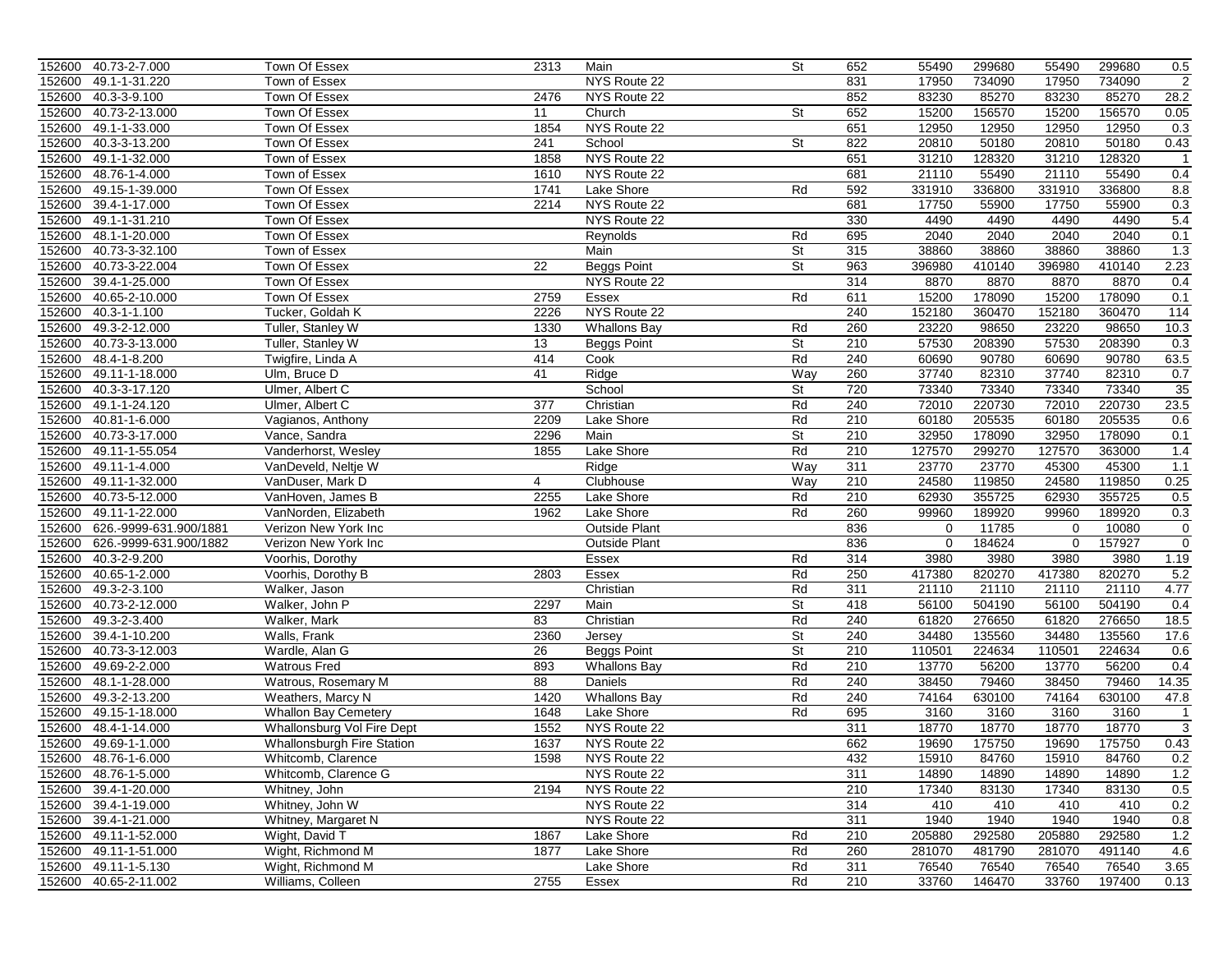| | | | | | | | | | | | |
|---|---|---|---|---|---|---|---|---|---|---|---|
| 152600 | 40.73-2-7.000 | Town Of Essex | 2313 | Main | St | 652 | 55490 | 299680 | 55490 | 299680 | 0.5 |
| 152600 | 49.1-1-31.220 | Town of Essex | | NYS Route 22 | | 831 | 17950 | 734090 | 17950 | 734090 | 2 |
| 152600 | 40.3-3-9.100 | Town Of Essex | 2476 | NYS Route 22 | | 852 | 83230 | 85270 | 83230 | 85270 | 28.2 |
| 152600 | 40.73-2-13.000 | Town Of Essex | 11 | Church | St | 652 | 15200 | 156570 | 15200 | 156570 | 0.05 |
| 152600 | 49.1-1-33.000 | Town Of Essex | 1854 | NYS Route 22 | | 651 | 12950 | 12950 | 12950 | 12950 | 0.3 |
| 152600 | 40.3-3-13.200 | Town Of Essex | 241 | School | St | 822 | 20810 | 50180 | 20810 | 50180 | 0.43 |
| 152600 | 49.1-1-32.000 | Town of Essex | 1858 | NYS Route 22 | | 651 | 31210 | 128320 | 31210 | 128320 | 1 |
| 152600 | 48.76-1-4.000 | Town of Essex | 1610 | NYS Route 22 | | 681 | 21110 | 55490 | 21110 | 55490 | 0.4 |
| 152600 | 49.15-1-39.000 | Town Of Essex | 1741 | Lake Shore | Rd | 592 | 331910 | 336800 | 331910 | 336800 | 8.8 |
| 152600 | 39.4-1-17.000 | Town Of Essex | 2214 | NYS Route 22 | | 681 | 17750 | 55900 | 17750 | 55900 | 0.3 |
| 152600 | 49.1-1-31.210 | Town Of Essex | | NYS Route 22 | | 330 | 4490 | 4490 | 4490 | 4490 | 5.4 |
| 152600 | 48.1-1-20.000 | Town Of Essex | | Reynolds | Rd | 695 | 2040 | 2040 | 2040 | 2040 | 0.1 |
| 152600 | 40.73-3-32.100 | Town of Essex | | Main | St | 315 | 38860 | 38860 | 38860 | 38860 | 1.3 |
| 152600 | 40.73-3-22.004 | Town Of Essex | 22 | Beggs Point | St | 963 | 396980 | 410140 | 396980 | 410140 | 2.23 |
| 152600 | 39.4-1-25.000 | Town Of Essex | | NYS Route 22 | | 314 | 8870 | 8870 | 8870 | 8870 | 0.4 |
| 152600 | 40.65-2-10.000 | Town Of Essex | 2759 | Essex | Rd | 611 | 15200 | 178090 | 15200 | 178090 | 0.1 |
| 152600 | 40.3-1-1.100 | Tucker, Goldah K | 2226 | NYS Route 22 | | 240 | 152180 | 360470 | 152180 | 360470 | 114 |
| 152600 | 49.3-2-12.000 | Tuller, Stanley W | 1330 | Whallons Bay | Rd | 260 | 23220 | 98650 | 23220 | 98650 | 10.3 |
| 152600 | 40.73-3-13.000 | Tuller, Stanley W | 13 | Beggs Point | St | 210 | 57530 | 208390 | 57530 | 208390 | 0.3 |
| 152600 | 48.4-1-8.200 | Twigfire, Linda A | 414 | Cook | Rd | 240 | 60690 | 90780 | 60690 | 90780 | 63.5 |
| 152600 | 49.11-1-18.000 | Ulm, Bruce D | 41 | Ridge | Way | 260 | 37740 | 82310 | 37740 | 82310 | 0.7 |
| 152600 | 40.3-3-17.120 | Ulmer, Albert C | | School | St | 720 | 73340 | 73340 | 73340 | 73340 | 35 |
| 152600 | 49.1-1-24.120 | Ulmer, Albert C | 377 | Christian | Rd | 240 | 72010 | 220730 | 72010 | 220730 | 23.5 |
| 152600 | 40.81-1-6.000 | Vagianos, Anthony | 2209 | Lake Shore | Rd | 210 | 60180 | 205535 | 60180 | 205535 | 0.6 |
| 152600 | 40.73-3-17.000 | Vance, Sandra | 2296 | Main | St | 210 | 32950 | 178090 | 32950 | 178090 | 0.1 |
| 152600 | 49.11-1-55.054 | Vanderhorst, Wesley | 1855 | Lake Shore | Rd | 210 | 127570 | 299270 | 127570 | 363000 | 1.4 |
| 152600 | 49.11-1-4.000 | VanDeveld, Neltje W | | Ridge | Way | 311 | 23770 | 23770 | 45300 | 45300 | 1.1 |
| 152600 | 49.11-1-32.000 | VanDuser, Mark D | 4 | Clubhouse | Way | 210 | 24580 | 119850 | 24580 | 119850 | 0.25 |
| 152600 | 40.73-5-12.000 | VanHoven, James B | 2255 | Lake Shore | Rd | 210 | 62930 | 355725 | 62930 | 355725 | 0.5 |
| 152600 | 49.11-1-22.000 | VanNorden, Elizabeth | 1962 | Lake Shore | Rd | 260 | 99960 | 189920 | 99960 | 189920 | 0.3 |
| 152600 | 626.-9999-631.900/1881 | Verizon New York Inc | | Outside Plant | | 836 | 0 | 11785 | 0 | 10080 | 0 |
| 152600 | 626.-9999-631.900/1882 | Verizon New York Inc | | Outside Plant | | 836 | 0 | 184624 | 0 | 157927 | 0 |
| 152600 | 40.3-2-9.200 | Voorhis, Dorothy | | Essex | Rd | 314 | 3980 | 3980 | 3980 | 3980 | 1.19 |
| 152600 | 40.65-1-2.000 | Voorhis, Dorothy B | 2803 | Essex | Rd | 250 | 417380 | 820270 | 417380 | 820270 | 5.2 |
| 152600 | 49.3-2-3.100 | Walker, Jason | | Christian | Rd | 311 | 21110 | 21110 | 21110 | 21110 | 4.77 |
| 152600 | 40.73-2-12.000 | Walker, John P | 2297 | Main | St | 418 | 56100 | 504190 | 56100 | 504190 | 0.4 |
| 152600 | 49.3-2-3.400 | Walker, Mark | 83 | Christian | Rd | 240 | 61820 | 276650 | 61820 | 276650 | 18.5 |
| 152600 | 39.4-1-10.200 | Walls, Frank | 2360 | Jersey | St | 240 | 34480 | 135560 | 34480 | 135560 | 17.6 |
| 152600 | 40.73-3-12.003 | Wardle, Alan G | 26 | Beggs Point | St | 210 | 110501 | 224634 | 110501 | 224634 | 0.6 |
| 152600 | 49.69-2-2.000 | Watrous Fred | 893 | Whallons Bay | Rd | 210 | 13770 | 56200 | 13770 | 56200 | 0.4 |
| 152600 | 48.1-1-28.000 | Watrous, Rosemary M | 88 | Daniels | Rd | 240 | 38450 | 79460 | 38450 | 79460 | 14.35 |
| 152600 | 49.3-2-13.200 | Weathers, Marcy N | 1420 | Whallons Bay | Rd | 240 | 74164 | 630100 | 74164 | 630100 | 47.8 |
| 152600 | 49.15-1-18.000 | Whallon Bay Cemetery | 1648 | Lake Shore | Rd | 695 | 3160 | 3160 | 3160 | 3160 | 1 |
| 152600 | 48.4-1-14.000 | Whallonsburg Vol Fire Dept | 1552 | NYS Route 22 | | 311 | 18770 | 18770 | 18770 | 18770 | 3 |
| 152600 | 49.69-1-1.000 | Whallonsburgh Fire Station | 1637 | NYS Route 22 | | 662 | 19690 | 175750 | 19690 | 175750 | 0.43 |
| 152600 | 48.76-1-6.000 | Whitcomb, Clarence | 1598 | NYS Route 22 | | 432 | 15910 | 84760 | 15910 | 84760 | 0.2 |
| 152600 | 48.76-1-5.000 | Whitcomb, Clarence G | | NYS Route 22 | | 311 | 14890 | 14890 | 14890 | 14890 | 1.2 |
| 152600 | 39.4-1-20.000 | Whitney, John | 2194 | NYS Route 22 | | 210 | 17340 | 83130 | 17340 | 83130 | 0.5 |
| 152600 | 39.4-1-19.000 | Whitney, John W | | NYS Route 22 | | 314 | 410 | 410 | 410 | 410 | 0.2 |
| 152600 | 39.4-1-21.000 | Whitney, Margaret N | | NYS Route 22 | | 311 | 1940 | 1940 | 1940 | 1940 | 0.8 |
| 152600 | 49.11-1-52.000 | Wight, David T | 1867 | Lake Shore | Rd | 210 | 205880 | 292580 | 205880 | 292580 | 1.2 |
| 152600 | 49.11-1-51.000 | Wight, Richmond M | 1877 | Lake Shore | Rd | 260 | 281070 | 481790 | 281070 | 491140 | 4.6 |
| 152600 | 49.11-1-5.130 | Wight, Richmond M | | Lake Shore | Rd | 311 | 76540 | 76540 | 76540 | 76540 | 3.65 |
| 152600 | 40.65-2-11.002 | Williams, Colleen | 2755 | Essex | Rd | 210 | 33760 | 146470 | 33760 | 197400 | 0.13 |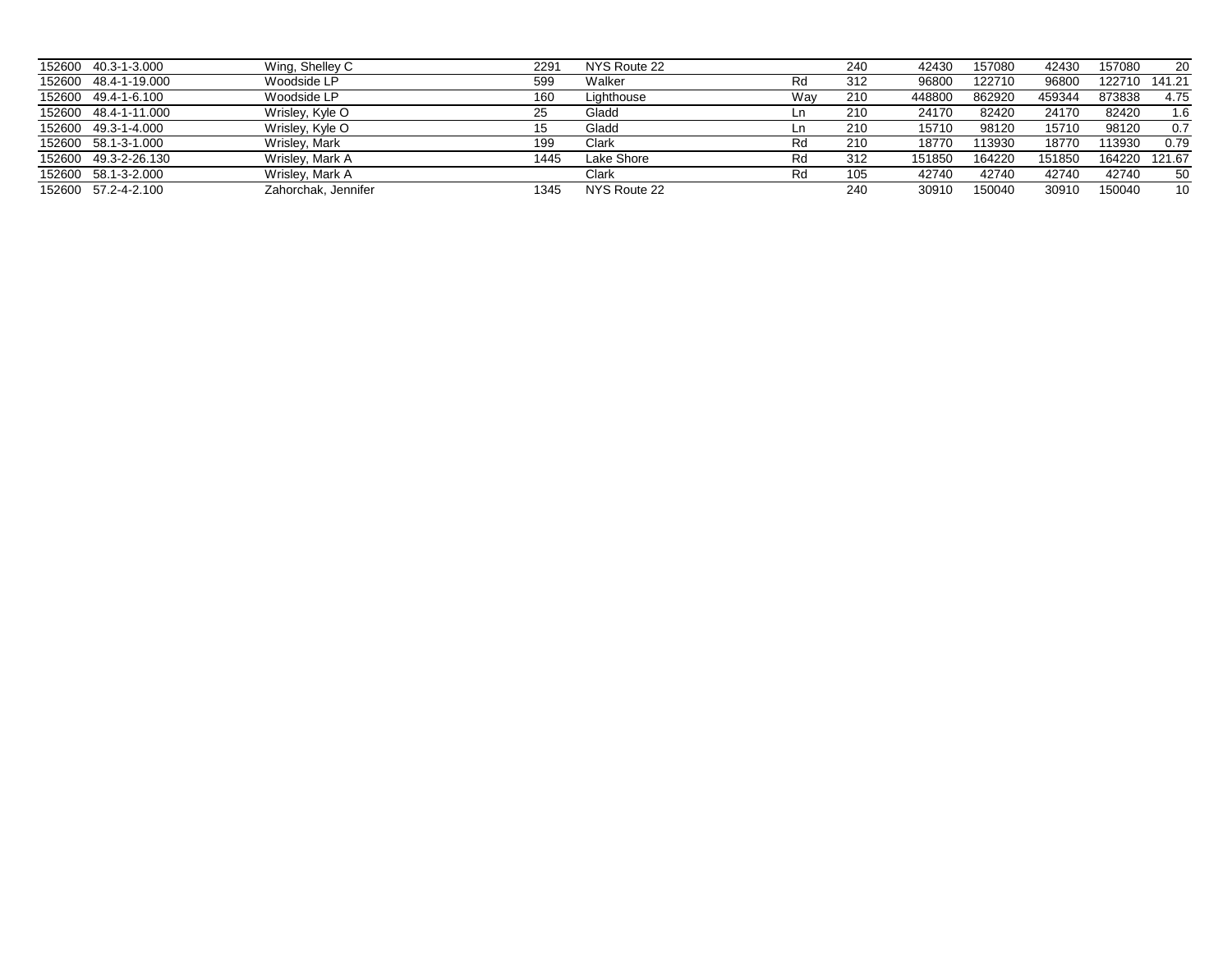| | | | | | | | | | | | | |
|---|---|---|---|---|---|---|---|---|---|---|---|---|
| 152600 | 40.3-1-3.000 | Wing, Shelley C | 2291 | NYS Route 22 | | 240 | 42430 | 157080 | 42430 | 157080 | 20 |
| 152600 | 48.4-1-19.000 | Woodside LP | 599 | Walker | Rd | 312 | 96800 | 122710 | 96800 | 122710 | 141.21 |
| 152600 | 49.4-1-6.100 | Woodside LP | 160 | Lighthouse | Way | 210 | 448800 | 862920 | 459344 | 873838 | 4.75 |
| 152600 | 48.4-1-11.000 | Wrisley, Kyle O | 25 | Gladd | Ln | 210 | 24170 | 82420 | 24170 | 82420 | 1.6 |
| 152600 | 49.3-1-4.000 | Wrisley, Kyle O | 15 | Gladd | Ln | 210 | 15710 | 98120 | 15710 | 98120 | 0.7 |
| 152600 | 58.1-3-1.000 | Wrisley, Mark | 199 | Clark | Rd | 210 | 18770 | 113930 | 18770 | 113930 | 0.79 |
| 152600 | 49.3-2-26.130 | Wrisley, Mark A | 1445 | Lake Shore | Rd | 312 | 151850 | 164220 | 151850 | 164220 | 121.67 |
| 152600 | 58.1-3-2.000 | Wrisley, Mark A | | Clark | Rd | 105 | 42740 | 42740 | 42740 | 42740 | 50 |
| 152600 | 57.2-4-2.100 | Zahorchak, Jennifer | 1345 | NYS Route 22 | | 240 | 30910 | 150040 | 30910 | 150040 | 10 |